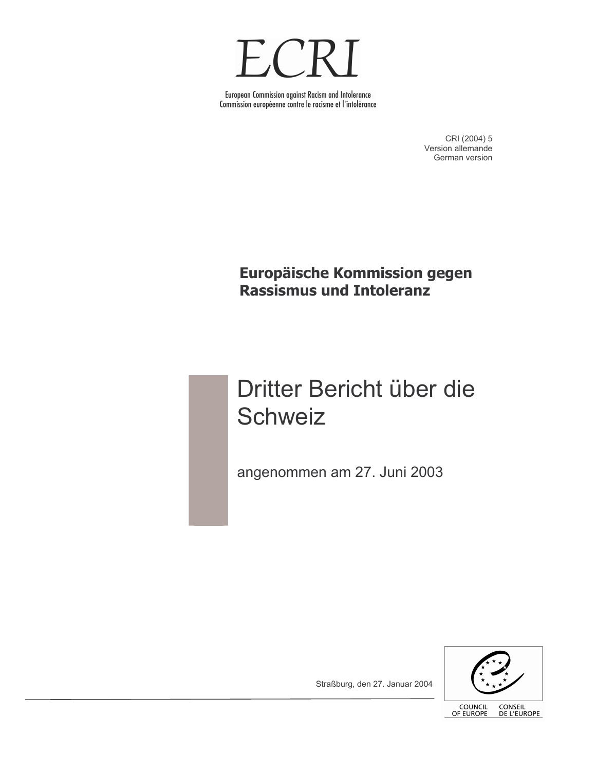# ECRI

European Commission against Racism and Intolerance
Commission européenne contre le racisme et l'intolérance

CRI (2004) 5
Version allemande
German version

**Europäische Kommission gegen Rassismus und Intoleranz**

## Dritter Bericht über die Schweiz

angenommen am 27. Juni 2003

Straßburg, den 27. Januar 2004

COUNCIL OF EUROPE CONSEIL DE L'EUROPE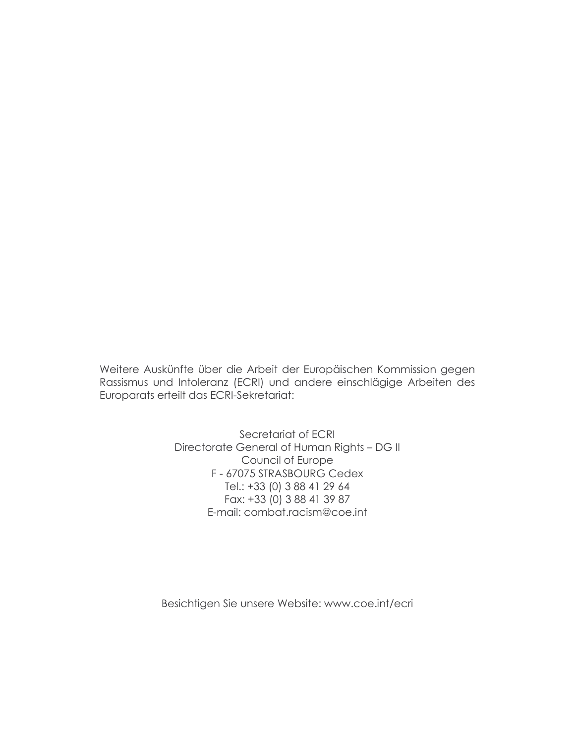Weitere Auskünfte über die Arbeit der Europäischen Kommission gegen Rassismus und Intoleranz (ECRI) und andere einschlägige Arbeiten des Europarats erteilt das ECRI-Sekretariat:

Secretariat of ECRI  
Directorate General of Human Rights – DG II  
Council of Europe  
F - 67075 STRASBOURG Cedex  
Tel.: +33 (0) 3 88 41 29 64  
Fax: +33 (0) 3 88 41 39 87  
E-mail: combat.racism@coe.int

Besichtigen Sie unsere Website: www.coe.int/ecri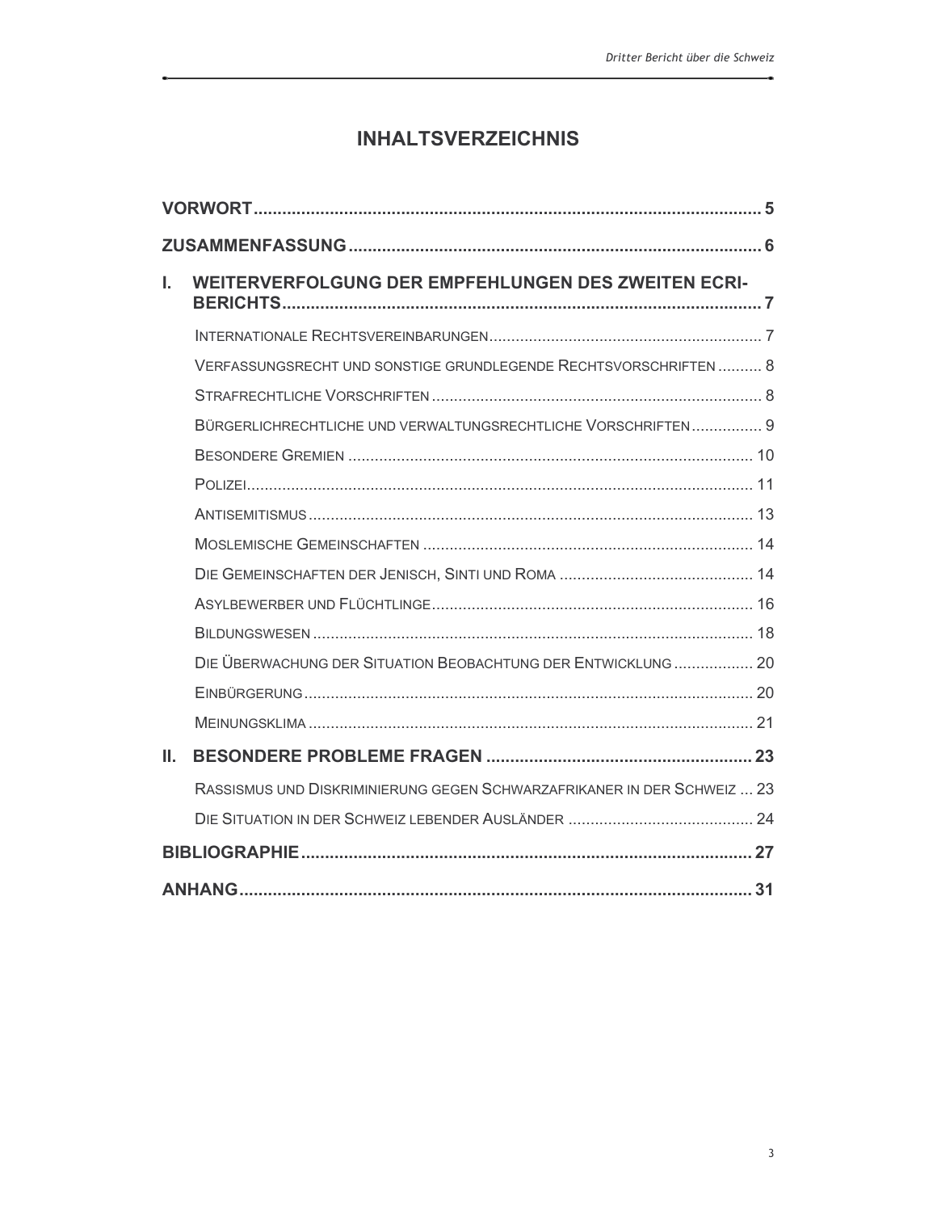# INHALTSVERZEICHNIS

**VORWORT** .......... 5

**ZUSAMMENFASSUNG** .......... 6

**I. WEITERVERFOLGUNG DER EMPFEHLUNGEN DES ZWEITEN ECRI-BERICHTS** .......... 7

- Internationale Rechtsvereinbarungen .......... 7
- Verfassungsrecht und sonstige grundlegende Rechtsvorschriften .......... 8
- Strafrechtliche Vorschriften .......... 8
- Bürgerlichrechtliche und verwaltungsrechtliche Vorschriften .......... 9
- Besondere Gremien .......... 10
- Polizei .......... 11
- Antisemitismus .......... 13
- Moslemische Gemeinschaften .......... 14
- Die Gemeinschaften der Jenisch, Sinti und Roma .......... 14
- Asylbewerber und Flüchtlinge .......... 16
- Bildungswesen .......... 18
- Die Überwachung der Situation Beobachtung der Entwicklung .......... 20
- Einbürgerung .......... 20
- Meinungsklima .......... 21

**II. BESONDERE PROBLEME FRAGEN** .......... 23

- Rassismus und Diskriminierung gegen Schwarzafrikaner in der Schweiz .......... 23
- Die Situation in der Schweiz lebender Ausländer .......... 24

**BIBLIOGRAPHIE** .......... 27

**ANHANG** .......... 31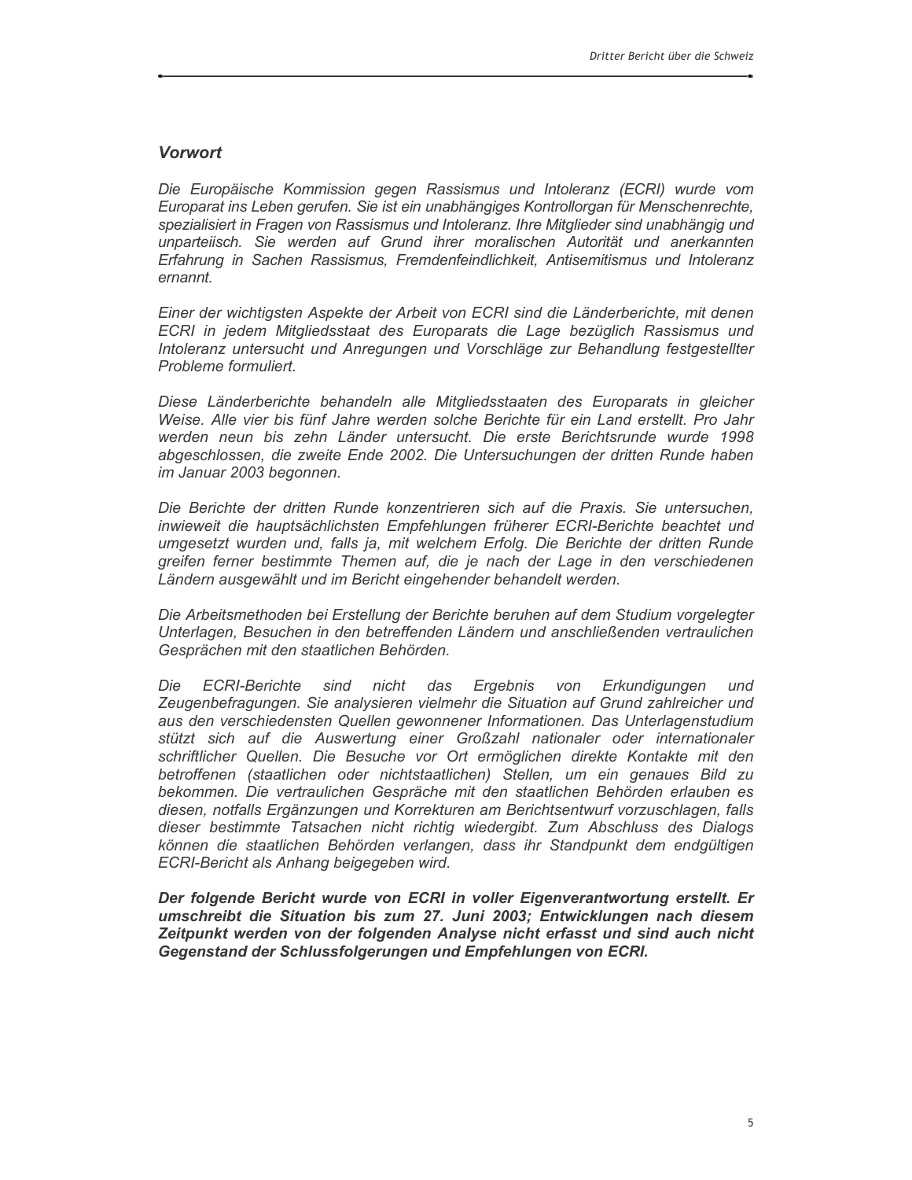## *Vorwort*

*Die Europäische Kommission gegen Rassismus und Intoleranz (ECRI) wurde vom Europarat ins Leben gerufen. Sie ist ein unabhängiges Kontrollorgan für Menschenrechte, spezialisiert in Fragen von Rassismus und Intoleranz. Ihre Mitglieder sind unabhängig und unparteiisch. Sie werden auf Grund ihrer moralischen Autorität und anerkannten Erfahrung in Sachen Rassismus, Fremdenfeindlichkeit, Antisemitismus und Intoleranz ernannt.*

*Einer der wichtigsten Aspekte der Arbeit von ECRI sind die Länderberichte, mit denen ECRI in jedem Mitgliedsstaat des Europarats die Lage bezüglich Rassismus und Intoleranz untersucht und Anregungen und Vorschläge zur Behandlung festgestellter Probleme formuliert.*

*Diese Länderberichte behandeln alle Mitgliedsstaaten des Europarats in gleicher Weise. Alle vier bis fünf Jahre werden solche Berichte für ein Land erstellt. Pro Jahr werden neun bis zehn Länder untersucht. Die erste Berichtsrunde wurde 1998 abgeschlossen, die zweite Ende 2002. Die Untersuchungen der dritten Runde haben im Januar 2003 begonnen.*

*Die Berichte der dritten Runde konzentrieren sich auf die Praxis. Sie untersuchen, inwieweit die hauptsächlichsten Empfehlungen früherer ECRI-Berichte beachtet und umgesetzt wurden und, falls ja, mit welchem Erfolg. Die Berichte der dritten Runde greifen ferner bestimmte Themen auf, die je nach der Lage in den verschiedenen Ländern ausgewählt und im Bericht eingehender behandelt werden.*

*Die Arbeitsmethoden bei Erstellung der Berichte beruhen auf dem Studium vorgelegter Unterlagen, Besuchen in den betreffenden Ländern und anschließenden vertraulichen Gesprächen mit den staatlichen Behörden.*

*Die ECRI-Berichte sind nicht das Ergebnis von Erkundigungen und Zeugenbefragungen. Sie analysieren vielmehr die Situation auf Grund zahlreicher und aus den verschiedensten Quellen gewonnener Informationen. Das Unterlagenstudium stützt sich auf die Auswertung einer Großzahl nationaler oder internationaler schriftlicher Quellen. Die Besuche vor Ort ermöglichen direkte Kontakte mit den betroffenen (staatlichen oder nichtstaatlichen) Stellen, um ein genaues Bild zu bekommen. Die vertraulichen Gespräche mit den staatlichen Behörden erlauben es diesen, notfalls Ergänzungen und Korrekturen am Berichtsentwurf vorzuschlagen, falls dieser bestimmte Tatsachen nicht richtig wiedergibt. Zum Abschluss des Dialogs können die staatlichen Behörden verlangen, dass ihr Standpunkt dem endgültigen ECRI-Bericht als Anhang beigegeben wird.*

***Der folgende Bericht wurde von ECRI in voller Eigenverantwortung erstellt. Er umschreibt die Situation bis zum 27. Juni 2003; Entwicklungen nach diesem Zeitpunkt werden von der folgenden Analyse nicht erfasst und sind auch nicht Gegenstand der Schlussfolgerungen und Empfehlungen von ECRI.***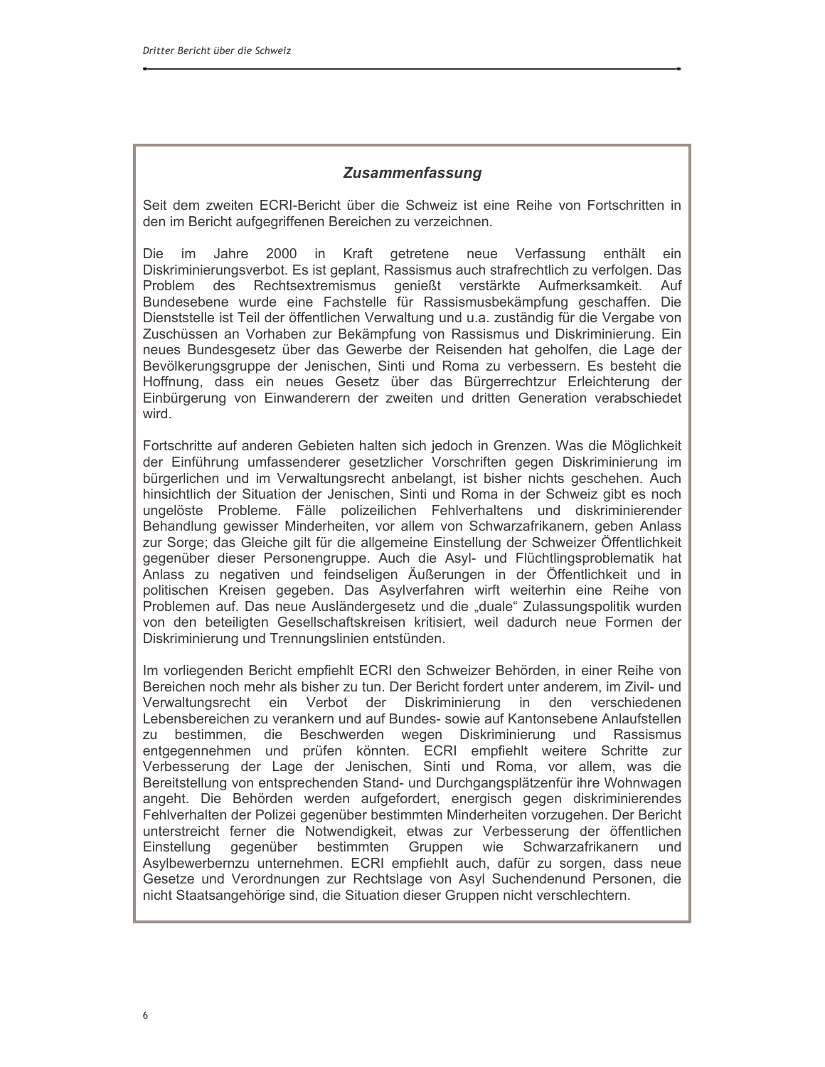### *Zusammenfassung*

Seit dem zweiten ECRI-Bericht über die Schweiz ist eine Reihe von Fortschritten in den im Bericht aufgegriffenen Bereichen zu verzeichnen.

Die im Jahre 2000 in Kraft getretene neue Verfassung enthält ein Diskriminierungsverbot. Es ist geplant, Rassismus auch strafrechtlich zu verfolgen. Das Problem des Rechtsextremismus genießt verstärkte Aufmerksamkeit. Auf Bundesebene wurde eine Fachstelle für Rassismusbekämpfung geschaffen. Die Dienststelle ist Teil der öffentlichen Verwaltung und u.a. zuständig für die Vergabe von Zuschüssen an Vorhaben zur Bekämpfung von Rassismus und Diskriminierung. Ein neues Bundesgesetz über das Gewerbe der Reisenden hat geholfen, die Lage der Bevölkerungsgruppe der Jenischen, Sinti und Roma zu verbessern. Es besteht die Hoffnung, dass ein neues Gesetz über das Bürgerrechtzur Erleichterung der Einbürgerung von Einwanderern der zweiten und dritten Generation verabschiedet wird.

Fortschritte auf anderen Gebieten halten sich jedoch in Grenzen. Was die Möglichkeit der Einführung umfassenderer gesetzlicher Vorschriften gegen Diskriminierung im bürgerlichen und im Verwaltungsrecht anbelangt, ist bisher nichts geschehen. Auch hinsichtlich der Situation der Jenischen, Sinti und Roma in der Schweiz gibt es noch ungelöste Probleme. Fälle polizeilichen Fehlverhaltens und diskriminierender Behandlung gewisser Minderheiten, vor allem von Schwarzafrikanern, geben Anlass zur Sorge; das Gleiche gilt für die allgemeine Einstellung der Schweizer Öffentlichkeit gegenüber dieser Personengruppe. Auch die Asyl- und Flüchtlingsproblematik hat Anlass zu negativen und feindseligen Äußerungen in der Öffentlichkeit und in politischen Kreisen gegeben. Das Asylverfahren wirft weiterhin eine Reihe von Problemen auf. Das neue Ausländergesetz und die „duale" Zulassungspolitik wurden von den beteiligten Gesellschaftskreisen kritisiert, weil dadurch neue Formen der Diskriminierung und Trennungslinien entstünden.

Im vorliegenden Bericht empfiehlt ECRI den Schweizer Behörden, in einer Reihe von Bereichen noch mehr als bisher zu tun. Der Bericht fordert unter anderem, im Zivil- und Verwaltungsrecht ein Verbot der Diskriminierung in den verschiedenen Lebensbereichen zu verankern und auf Bundes- sowie auf Kantonsebene Anlaufstellen zu bestimmen, die Beschwerden wegen Diskriminierung und Rassismus entgegennehmen und prüfen könnten. ECRI empfiehlt weitere Schritte zur Verbesserung der Lage der Jenischen, Sinti und Roma, vor allem, was die Bereitstellung von entsprechenden Stand- und Durchgangsplätzenfür ihre Wohnwagen angeht. Die Behörden werden aufgefordert, energisch gegen diskriminierendes Fehlverhalten der Polizei gegenüber bestimmten Minderheiten vorzugehen. Der Bericht unterstreicht ferner die Notwendigkeit, etwas zur Verbesserung der öffentlichen Einstellung gegenüber bestimmten Gruppen wie Schwarzafrikanern und Asylbewerbernzu unternehmen. ECRI empfiehlt auch, dafür zu sorgen, dass neue Gesetze und Verordnungen zur Rechtslage von Asyl Suchendenund Personen, die nicht Staatsangehörige sind, die Situation dieser Gruppen nicht verschlechtern.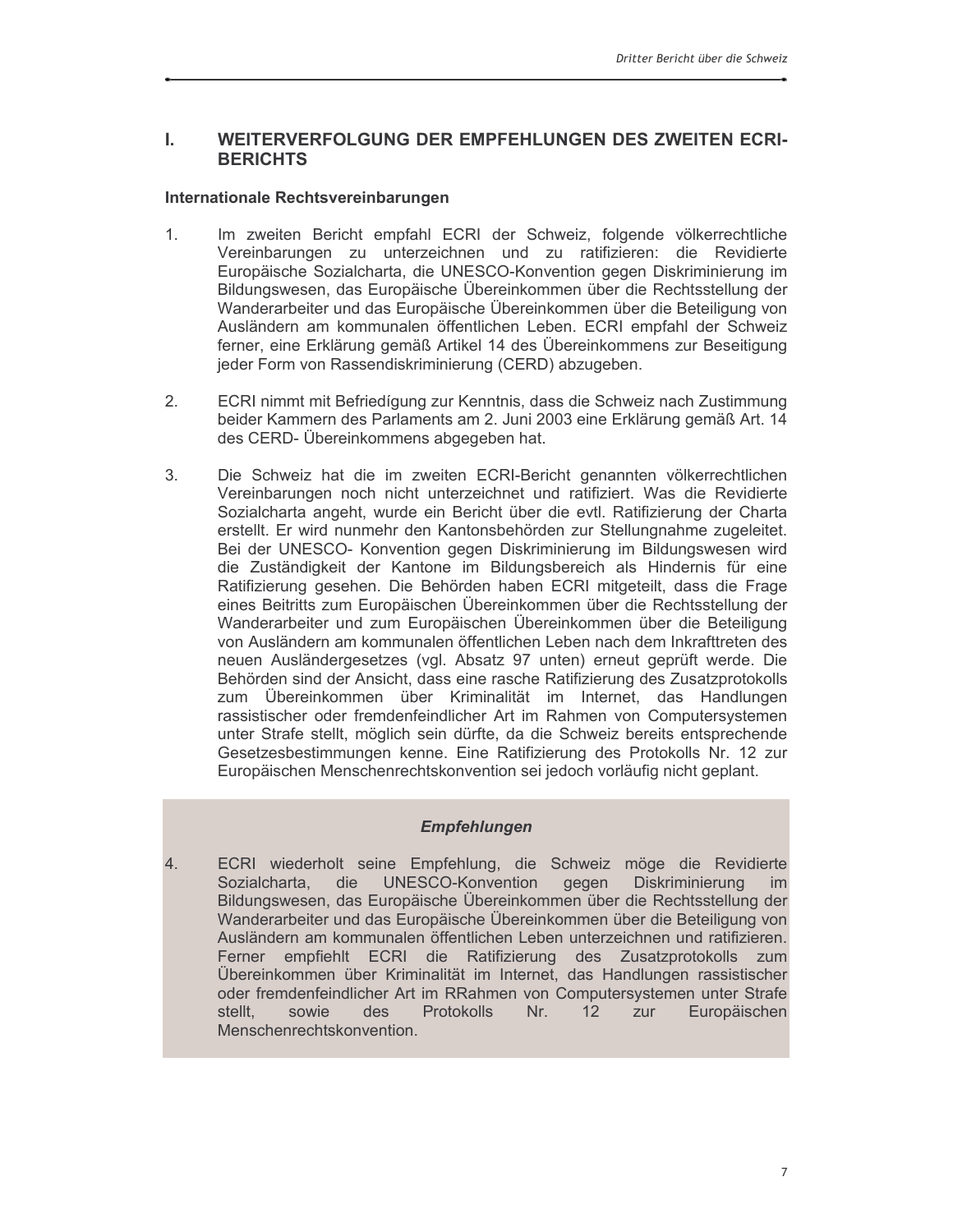## I. WEITERVERFOLGUNG DER EMPFEHLUNGEN DES ZWEITEN ECRI-BERICHTS

### Internationale Rechtsvereinbarungen

1. Im zweiten Bericht empfahl ECRI der Schweiz, folgende völkerrechtliche Vereinbarungen zu unterzeichnen und zu ratifizieren: die Revidierte Europäische Sozialcharta, die UNESCO-Konvention gegen Diskriminierung im Bildungswesen, das Europäische Übereinkommen über die Rechtsstellung der Wanderarbeiter und das Europäische Übereinkommen über die Beteiligung von Ausländern am kommunalen öffentlichen Leben. ECRI empfahl der Schweiz ferner, eine Erklärung gemäß Artikel 14 des Übereinkommens zur Beseitigung jeder Form von Rassendiskriminierung (CERD) abzugeben.

2. ECRI nimmt mit Befriedígung zur Kenntnis, dass die Schweiz nach Zustimmung beider Kammern des Parlaments am 2. Juni 2003 eine Erklärung gemäß Art. 14 des CERD- Übereinkommens abgegeben hat.

3. Die Schweiz hat die im zweiten ECRI-Bericht genannten völkerrechtlichen Vereinbarungen noch nicht unterzeichnet und ratifiziert. Was die Revidierte Sozialcharta angeht, wurde ein Bericht über die evtl. Ratifizierung der Charta erstellt. Er wird nunmehr den Kantonsbehörden zur Stellungnahme zugeleitet. Bei der UNESCO- Konvention gegen Diskriminierung im Bildungswesen wird die Zuständigkeit der Kantone im Bildungsbereich als Hindernis für eine Ratifizierung gesehen. Die Behörden haben ECRI mitgeteilt, dass die Frage eines Beitritts zum Europäischen Übereinkommen über die Rechtsstellung der Wanderarbeiter und zum Europäischen Übereinkommen über die Beteiligung von Ausländern am kommunalen öffentlichen Leben nach dem Inkrafttreten des neuen Ausländergesetzes (vgl. Absatz 97 unten) erneut geprüft werde. Die Behörden sind der Ansicht, dass eine rasche Ratifizierung des Zusatzprotokolls zum Übereinkommen über Kriminalität im Internet, das Handlungen rassistischer oder fremdenfeindlicher Art im Rahmen von Computersystemen unter Strafe stellt, möglich sein dürfte, da die Schweiz bereits entsprechende Gesetzesbestimmungen kenne. Eine Ratifizierung des Protokolls Nr. 12 zur Europäischen Menschenrechtskonvention sei jedoch vorläufig nicht geplant.

***Empfehlungen***

4. ECRI wiederholt seine Empfehlung, die Schweiz möge die Revidierte Sozialcharta, die UNESCO-Konvention gegen Diskriminierung im Bildungswesen, das Europäische Übereinkommen über die Rechtsstellung der Wanderarbeiter und das Europäische Übereinkommen über die Beteiligung von Ausländern am kommunalen öffentlichen Leben unterzeichnen und ratifizieren. Ferner empfiehlt ECRI die Ratifizierung des Zusatzprotokolls zum Übereinkommen über Kriminalität im Internet, das Handlungen rassistischer oder fremdenfeindlicher Art im RRahmen von Computersystemen unter Strafe stellt, sowie des Protokolls Nr. 12 zur Europäischen Menschenrechtskonvention.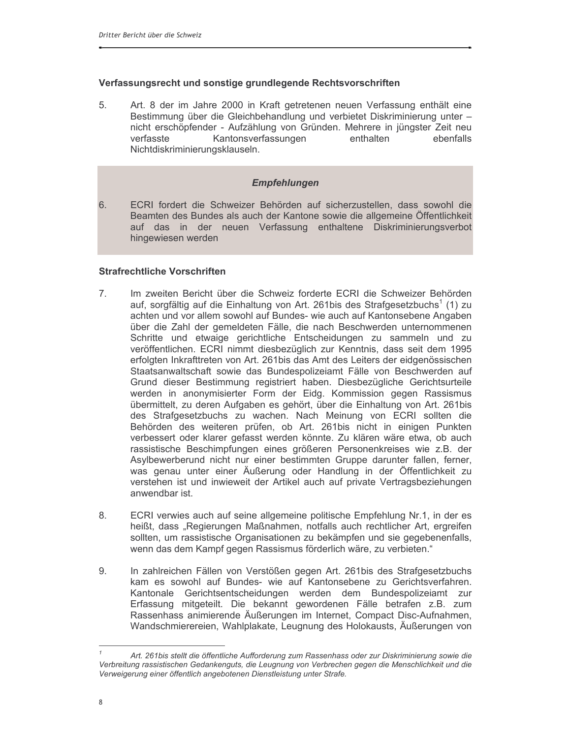### Verfassungsrecht und sonstige grundlegende Rechtsvorschriften

5. Art. 8 der im Jahre 2000 in Kraft getretenen neuen Verfassung enthält eine Bestimmung über die Gleichbehandlung und verbietet Diskriminierung unter – nicht erschöpfender - Aufzählung von Gründen. Mehrere in jüngster Zeit neu verfasste Kantonsverfassungen enthalten ebenfalls Nichtdiskriminierungsklauseln.

#### *Empfehlungen*

6. ECRI fordert die Schweizer Behörden auf sicherzustellen, dass sowohl die Beamten des Bundes als auch der Kantone sowie die allgemeine Öffentlichkeit auf das in der neuen Verfassung enthaltene Diskriminierungsverbot hingewiesen werden

### Strafrechtliche Vorschriften

7. Im zweiten Bericht über die Schweiz forderte ECRI die Schweizer Behörden auf, sorgfältig auf die Einhaltung von Art. 261bis des Strafgesetzbuchs[1] (1) zu achten und vor allem sowohl auf Bundes- wie auch auf Kantonsebene Angaben über die Zahl der gemeldeten Fälle, die nach Beschwerden unternommenen Schritte und etwaige gerichtliche Entscheidungen zu sammeln und zu veröffentlichen. ECRI nimmt diesbezüglich zur Kenntnis, dass seit dem 1995 erfolgten Inkrafttreten von Art. 261bis das Amt des Leiters der eidgenössischen Staatsanwaltschaft sowie das Bundespolizeiamt Fälle von Beschwerden auf Grund dieser Bestimmung registriert haben. Diesbezügliche Gerichtsurteile werden in anonymisierter Form der Eidg. Kommission gegen Rassismus übermittelt, zu deren Aufgaben es gehört, über die Einhaltung von Art. 261bis des Strafgesetzbuchs zu wachen. Nach Meinung von ECRI sollten die Behörden des weiteren prüfen, ob Art. 261bis nicht in einigen Punkten verbessert oder klarer gefasst werden könnte. Zu klären wäre etwa, ob auch rassistische Beschimpfungen eines größeren Personenkreises wie z.B. der Asylbewerberund nicht nur einer bestimmten Gruppe darunter fallen, ferner, was genau unter einer Äußerung oder Handlung in der Öffentlichkeit zu verstehen ist und inwieweit der Artikel auch auf private Vertragsbeziehungen anwendbar ist.

8. ECRI verwies auch auf seine allgemeine politische Empfehlung Nr.1, in der es heißt, dass „Regierungen Maßnahmen, notfalls auch rechtlicher Art, ergreifen sollten, um rassistische Organisationen zu bekämpfen und sie gegebenenfalls, wenn das dem Kampf gegen Rassismus förderlich wäre, zu verbieten."

9. In zahlreichen Fällen von Verstößen gegen Art. 261bis des Strafgesetzbuchs kam es sowohl auf Bundes- wie auf Kantonsebene zu Gerichtsverfahren. Kantonale Gerichtsentscheidungen werden dem Bundespolizeiamt zur Erfassung mitgeteilt. Die bekannt gewordenen Fälle betrafen z.B. zum Rassenhass animierende Äußerungen im Internet, Compact Disc-Aufnahmen, Wandschmierereien, Wahlplakate, Leugnung des Holokausts, Äußerungen von

---

[1] *Art. 261bis stellt die öffentliche Aufforderung zum Rassenhass oder zur Diskriminierung sowie die Verbreitung rassistischen Gedankenguts, die Leugnung von Verbrechen gegen die Menschlichkeit und die Verweigerung einer öffentlich angebotenen Dienstleistung unter Strafe.*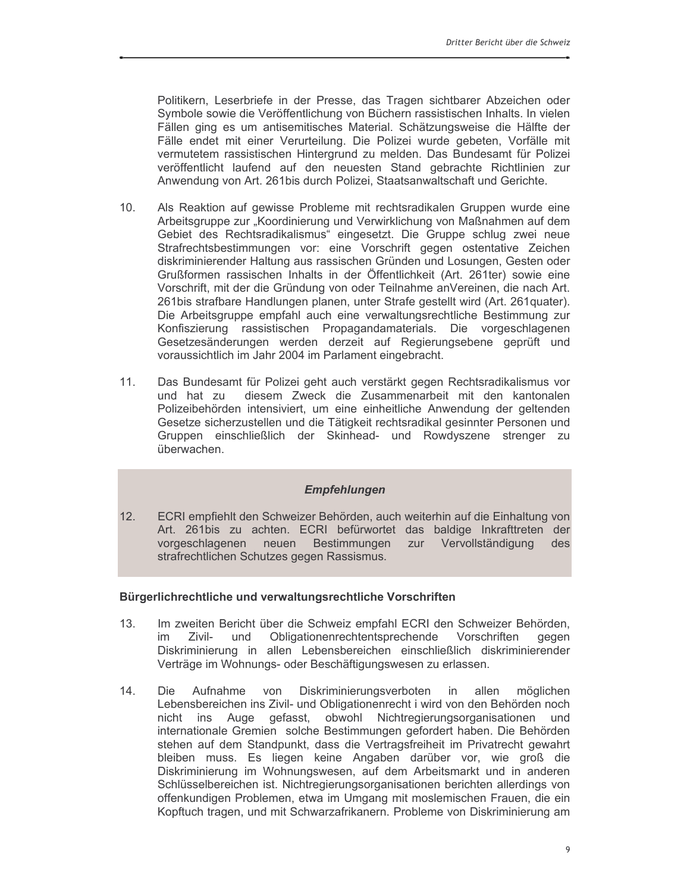Politikern, Leserbriefe in der Presse, das Tragen sichtbarer Abzeichen oder Symbole sowie die Veröffentlichung von Büchern rassistischen Inhalts. In vielen Fällen ging es um antisemitisches Material. Schätzungsweise die Hälfte der Fälle endet mit einer Verurteilung. Die Polizei wurde gebeten, Vorfälle mit vermutetem rassistischen Hintergrund zu melden. Das Bundesamt für Polizei veröffentlicht laufend auf den neuesten Stand gebrachte Richtlinien zur Anwendung von Art. 261bis durch Polizei, Staatsanwaltschaft und Gerichte.

10. Als Reaktion auf gewisse Probleme mit rechtsradikalen Gruppen wurde eine Arbeitsgruppe zur „Koordinierung und Verwirklichung von Maßnahmen auf dem Gebiet des Rechtsradikalismus" eingesetzt. Die Gruppe schlug zwei neue Strafrechtsbestimmungen vor: eine Vorschrift gegen ostentative Zeichen diskriminierender Haltung aus rassischen Gründen und Losungen, Gesten oder Grußformen rassischen Inhalts in der Öffentlichkeit (Art. 261ter) sowie eine Vorschrift, mit der die Gründung von oder Teilnahme anVereinen, die nach Art. 261bis strafbare Handlungen planen, unter Strafe gestellt wird (Art. 261quater). Die Arbeitsgruppe empfahl auch eine verwaltungsrechtliche Bestimmung zur Konfiszierung rassistischen Propagandamaterials. Die vorgeschlagenen Gesetzesänderungen werden derzeit auf Regierungsebene geprüft und voraussichtlich im Jahr 2004 im Parlament eingebracht.

11. Das Bundesamt für Polizei geht auch verstärkt gegen Rechtsradikalismus vor und hat zu diesem Zweck die Zusammenarbeit mit den kantonalen Polizeibehörden intensiviert, um eine einheitliche Anwendung der geltenden Gesetze sicherzustellen und die Tätigkeit rechtsradikal gesinnter Personen und Gruppen einschließlich der Skinhead- und Rowdyszene strenger zu überwachen.

***Empfehlungen***

12. ECRI empfiehlt den Schweizer Behörden, auch weiterhin auf die Einhaltung von Art. 261bis zu achten. ECRI befürwortet das baldige Inkrafttreten der vorgeschlagenen neuen Bestimmungen zur Vervollständigung des strafrechtlichen Schutzes gegen Rassismus.

**Bürgerlichrechtliche und verwaltungsrechtliche Vorschriften**

13. Im zweiten Bericht über die Schweiz empfahl ECRI den Schweizer Behörden, im Zivil- und Obligationenrechtentsprechende Vorschriften gegen Diskriminierung in allen Lebensbereichen einschließlich diskriminierender Verträge im Wohnungs- oder Beschäftigungswesen zu erlassen.

14. Die Aufnahme von Diskriminierungsverboten in allen möglichen Lebensbereichen ins Zivil- und Obligationenrecht i wird von den Behörden noch nicht ins Auge gefasst, obwohl Nichtregierungsorganisationen und internationale Gremien solche Bestimmungen gefordert haben. Die Behörden stehen auf dem Standpunkt, dass die Vertragsfreiheit im Privatrecht gewahrt bleiben muss. Es liegen keine Angaben darüber vor, wie groß die Diskriminierung im Wohnungswesen, auf dem Arbeitsmarkt und in anderen Schlüsselbereichen ist. Nichtregierungsorganisationen berichten allerdings von offenkundigen Problemen, etwa im Umgang mit moslemischen Frauen, die ein Kopftuch tragen, und mit Schwarzafrikanern. Probleme von Diskriminierung am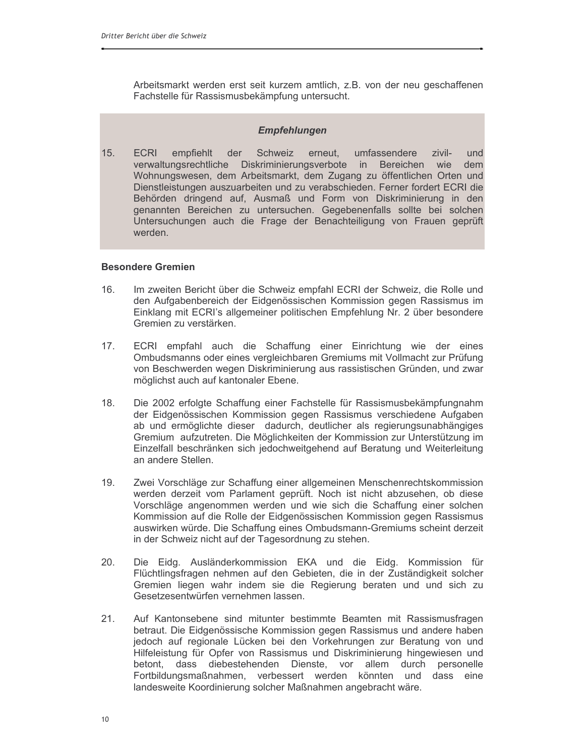Arbeitsmarkt werden erst seit kurzem amtlich, z.B. von der neu geschaffenen Fachstelle für Rassismusbekämpfung untersucht.

### *Empfehlungen*

15. ECRI empfiehlt der Schweiz erneut, umfassendere zivil- und verwaltungsrechtliche Diskriminierungsverbote in Bereichen wie dem Wohnungswesen, dem Arbeitsmarkt, dem Zugang zu öffentlichen Orten und Dienstleistungen auszuarbeiten und zu verabschieden. Ferner fordert ECRI die Behörden dringend auf, Ausmaß und Form von Diskriminierung in den genannten Bereichen zu untersuchen. Gegebenenfalls sollte bei solchen Untersuchungen auch die Frage der Benachteiligung von Frauen geprüft werden.

**Besondere Gremien**

16. Im zweiten Bericht über die Schweiz empfahl ECRI der Schweiz, die Rolle und den Aufgabenbereich der Eidgenössischen Kommission gegen Rassismus im Einklang mit ECRI's allgemeiner politischen Empfehlung Nr. 2 über besondere Gremien zu verstärken.

17. ECRI empfahl auch die Schaffung einer Einrichtung wie der eines Ombudsmanns oder eines vergleichbaren Gremiums mit Vollmacht zur Prüfung von Beschwerden wegen Diskriminierung aus rassistischen Gründen, und zwar möglichst auch auf kantonaler Ebene.

18. Die 2002 erfolgte Schaffung einer Fachstelle für Rassismusbekämpfungnahm der Eidgenössischen Kommission gegen Rassismus verschiedene Aufgaben ab und ermöglichte dieser dadurch, deutlicher als regierungsunabhängiges Gremium aufzutreten. Die Möglichkeiten der Kommission zur Unterstützung im Einzelfall beschränken sich jedochweitgehend auf Beratung und Weiterleitung an andere Stellen.

19. Zwei Vorschläge zur Schaffung einer allgemeinen Menschenrechtskommission werden derzeit vom Parlament geprüft. Noch ist nicht abzusehen, ob diese Vorschläge angenommen werden und wie sich die Schaffung einer solchen Kommission auf die Rolle der Eidgenössischen Kommission gegen Rassismus auswirken würde. Die Schaffung eines Ombudsmann-Gremiums scheint derzeit in der Schweiz nicht auf der Tagesordnung zu stehen.

20. Die Eidg. Ausländerkommission EKA und die Eidg. Kommission für Flüchtlingsfragen nehmen auf den Gebieten, die in der Zuständigkeit solcher Gremien liegen wahr indem sie die Regierung beraten und und sich zu Gesetzesentwürfen vernehmen lassen.

21. Auf Kantonsebene sind mitunter bestimmte Beamten mit Rassismusfragen betraut. Die Eidgenössische Kommission gegen Rassismus und andere haben jedoch auf regionale Lücken bei den Vorkehrungen zur Beratung von und Hilfeleistung für Opfer von Rassismus und Diskriminierung hingewiesen und betont, dass diebestehenden Dienste, vor allem durch personelle Fortbildungsmaßnahmen, verbessert werden könnten und dass eine landesweite Koordinierung solcher Maßnahmen angebracht wäre.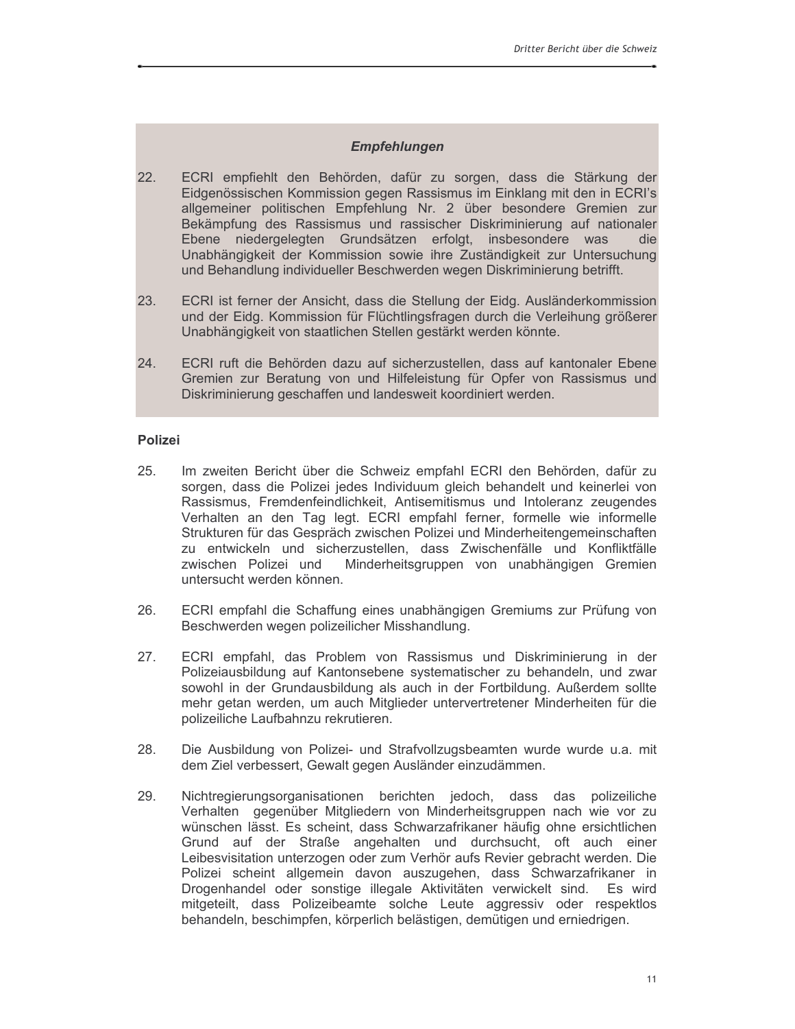### *Empfehlungen*

22. ECRI empfiehlt den Behörden, dafür zu sorgen, dass die Stärkung der Eidgenössischen Kommission gegen Rassismus im Einklang mit den in ECRI's allgemeiner politischen Empfehlung Nr. 2 über besondere Gremien zur Bekämpfung des Rassismus und rassischer Diskriminierung auf nationaler Ebene niedergelegten Grundsätzen erfolgt, insbesondere was die Unabhängigkeit der Kommission sowie ihre Zuständigkeit zur Untersuchung und Behandlung individueller Beschwerden wegen Diskriminierung betrifft.

23. ECRI ist ferner der Ansicht, dass die Stellung der Eidg. Ausländerkommission und der Eidg. Kommission für Flüchtlingsfragen durch die Verleihung größerer Unabhängigkeit von staatlichen Stellen gestärkt werden könnte.

24. ECRI ruft die Behörden dazu auf sicherzustellen, dass auf kantonaler Ebene Gremien zur Beratung von und Hilfeleistung für Opfer von Rassismus und Diskriminierung geschaffen und landesweit koordiniert werden.

### Polizei

25. Im zweiten Bericht über die Schweiz empfahl ECRI den Behörden, dafür zu sorgen, dass die Polizei jedes Individuum gleich behandelt und keinerlei von Rassismus, Fremdenfeindlichkeit, Antisemitismus und Intoleranz zeugendes Verhalten an den Tag legt. ECRI empfahl ferner, formelle wie informelle Strukturen für das Gespräch zwischen Polizei und Minderheitengemeinschaften zu entwickeln und sicherzustellen, dass Zwischenfälle und Konfliktfälle zwischen Polizei und Minderheitsgruppen von unabhängigen Gremien untersucht werden können.

26. ECRI empfahl die Schaffung eines unabhängigen Gremiums zur Prüfung von Beschwerden wegen polizeilicher Misshandlung.

27. ECRI empfahl, das Problem von Rassismus und Diskriminierung in der Polizeiausbildung auf Kantonsebene systematischer zu behandeln, und zwar sowohl in der Grundausbildung als auch in der Fortbildung. Außerdem sollte mehr getan werden, um auch Mitglieder untervertretener Minderheiten für die polizeiliche Laufbahnzu rekrutieren.

28. Die Ausbildung von Polizei- und Strafvollzugsbeamten wurde wurde u.a. mit dem Ziel verbessert, Gewalt gegen Ausländer einzudämmen.

29. Nichtregierungsorganisationen berichten jedoch, dass das polizeiliche Verhalten gegenüber Mitgliedern von Minderheitsgruppen nach wie vor zu wünschen lässt. Es scheint, dass Schwarzafrikaner häufig ohne ersichtlichen Grund auf der Straße angehalten und durchsucht, oft auch einer Leibesvisitation unterzogen oder zum Verhör aufs Revier gebracht werden. Die Polizei scheint allgemein davon auszugehen, dass Schwarzafrikaner in Drogenhandel oder sonstige illegale Aktivitäten verwickelt sind. Es wird mitgeteilt, dass Polizeibeamte solche Leute aggressiv oder respektlos behandeln, beschimpfen, körperlich belästigen, demütigen und erniedrigen.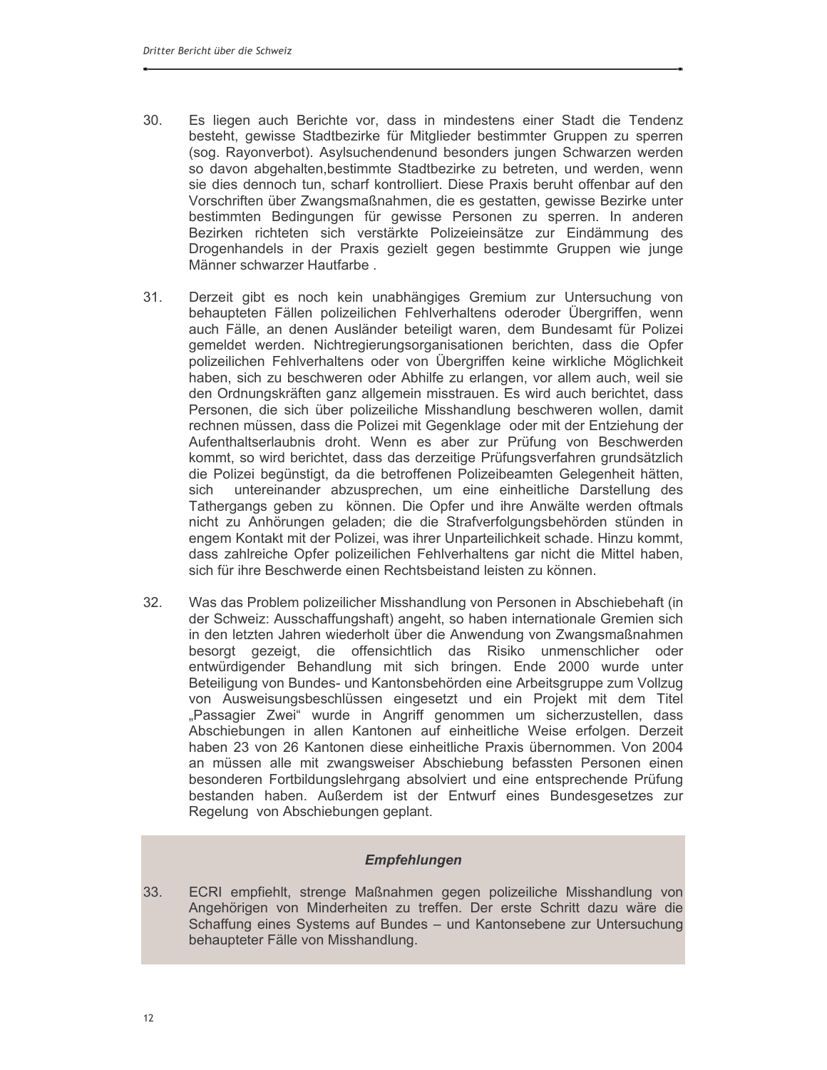30. Es liegen auch Berichte vor, dass in mindestens einer Stadt die Tendenz besteht, gewisse Stadtbezirke für Mitglieder bestimmter Gruppen zu sperren (sog. Rayonverbot). Asylsuchendenund besonders jungen Schwarzen werden so davon abgehalten,bestimmte Stadtbezirke zu betreten, und werden, wenn sie dies dennoch tun, scharf kontrolliert. Diese Praxis beruht offenbar auf den Vorschriften über Zwangsmaßnahmen, die es gestatten, gewisse Bezirke unter bestimmten Bedingungen für gewisse Personen zu sperren. In anderen Bezirken richteten sich verstärkte Polizeieinsätze zur Eindämmung des Drogenhandels in der Praxis gezielt gegen bestimmte Gruppen wie junge Männer schwarzer Hautfarbe .

31. Derzeit gibt es noch kein unabhängiges Gremium zur Untersuchung von behaupteten Fällen polizeilichen Fehlverhaltens oderoder Übergriffen, wenn auch Fälle, an denen Ausländer beteiligt waren, dem Bundesamt für Polizei gemeldet werden. Nichtregierungsorganisationen berichten, dass die Opfer polizeilichen Fehlverhaltens oder von Übergriffen keine wirkliche Möglichkeit haben, sich zu beschweren oder Abhilfe zu erlangen, vor allem auch, weil sie den Ordnungskräften ganz allgemein misstrauen. Es wird auch berichtet, dass Personen, die sich über polizeiliche Misshandlung beschweren wollen, damit rechnen müssen, dass die Polizei mit Gegenklage oder mit der Entziehung der Aufenthaltserlaubnis droht. Wenn es aber zur Prüfung von Beschwerden kommt, so wird berichtet, dass das derzeitige Prüfungsverfahren grundsätzlich die Polizei begünstigt, da die betroffenen Polizeibeamten Gelegenheit hätten, sich untereinander abzusprechen, um eine einheitliche Darstellung des Tathergangs geben zu können. Die Opfer und ihre Anwälte werden oftmals nicht zu Anhörungen geladen; die die Strafverfolgungsbehörden stünden in engem Kontakt mit der Polizei, was ihrer Unparteilichkeit schade. Hinzu kommt, dass zahlreiche Opfer polizeilichen Fehlverhaltens gar nicht die Mittel haben, sich für ihre Beschwerde einen Rechtsbeistand leisten zu können.

32. Was das Problem polizeilicher Misshandlung von Personen in Abschiebehaft (in der Schweiz: Ausschaffungshaft) angeht, so haben internationale Gremien sich in den letzten Jahren wiederholt über die Anwendung von Zwangsmaßnahmen besorgt gezeigt, die offensichtlich das Risiko unmenschlicher oder entwürdigender Behandlung mit sich bringen. Ende 2000 wurde unter Beteiligung von Bundes- und Kantonsbehörden eine Arbeitsgruppe zum Vollzug von Ausweisungsbeschlüssen eingesetzt und ein Projekt mit dem Titel „Passagier Zwei" wurde in Angriff genommen um sicherzustellen, dass Abschiebungen in allen Kantonen auf einheitliche Weise erfolgen. Derzeit haben 23 von 26 Kantonen diese einheitliche Praxis übernommen. Von 2004 an müssen alle mit zwangsweiser Abschiebung befassten Personen einen besonderen Fortbildungslehrgang absolviert und eine entsprechende Prüfung bestanden haben. Außerdem ist der Entwurf eines Bundesgesetzes zur Regelung von Abschiebungen geplant.

***Empfehlungen***

33. ECRI empfiehlt, strenge Maßnahmen gegen polizeiliche Misshandlung von Angehörigen von Minderheiten zu treffen. Der erste Schritt dazu wäre die Schaffung eines Systems auf Bundes – und Kantonsebene zur Untersuchung behaupteter Fälle von Misshandlung.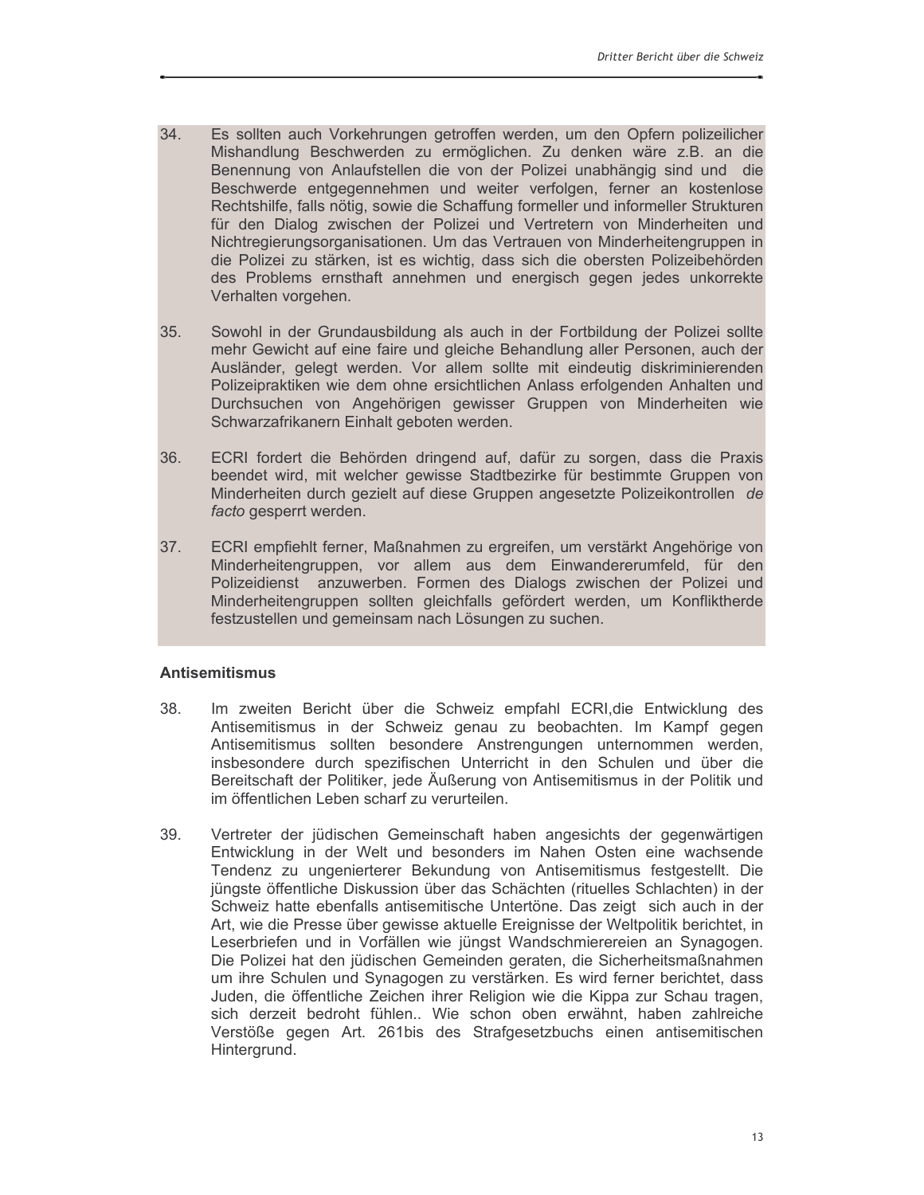34. Es sollten auch Vorkehrungen getroffen werden, um den Opfern polizeilicher Mishandlung Beschwerden zu ermöglichen. Zu denken wäre z.B. an die Benennung von Anlaufstellen die von der Polizei unabhängig sind und die Beschwerde entgegennehmen und weiter verfolgen, ferner an kostenlose Rechtshilfe, falls nötig, sowie die Schaffung formeller und informeller Strukturen für den Dialog zwischen der Polizei und Vertretern von Minderheiten und Nichtregierungsorganisationen. Um das Vertrauen von Minderheitengruppen in die Polizei zu stärken, ist es wichtig, dass sich die obersten Polizeibehörden des Problems ernsthaft annehmen und energisch gegen jedes unkorrekte Verhalten vorgehen.

35. Sowohl in der Grundausbildung als auch in der Fortbildung der Polizei sollte mehr Gewicht auf eine faire und gleiche Behandlung aller Personen, auch der Ausländer, gelegt werden. Vor allem sollte mit eindeutig diskriminierenden Polizeipraktiken wie dem ohne ersichtlichen Anlass erfolgenden Anhalten und Durchsuchen von Angehörigen gewisser Gruppen von Minderheiten wie Schwarzafrikanern Einhalt geboten werden.

36. ECRI fordert die Behörden dringend auf, dafür zu sorgen, dass die Praxis beendet wird, mit welcher gewisse Stadtbezirke für bestimmte Gruppen von Minderheiten durch gezielt auf diese Gruppen angesetzte Polizeikontrollen *de facto* gesperrt werden.

37. ECRI empfiehlt ferner, Maßnahmen zu ergreifen, um verstärkt Angehörige von Minderheitengruppen, vor allem aus dem Einwandererumfeld, für den Polizeidienst anzuwerben. Formen des Dialogs zwischen der Polizei und Minderheitengruppen sollten gleichfalls gefördert werden, um Konfliktherde festzustellen und gemeinsam nach Lösungen zu suchen.

### Antisemitismus

38. Im zweiten Bericht über die Schweiz empfahl ECRI,die Entwicklung des Antisemitismus in der Schweiz genau zu beobachten. Im Kampf gegen Antisemitismus sollten besondere Anstrengungen unternommen werden, insbesondere durch spezifischen Unterricht in den Schulen und über die Bereitschaft der Politiker, jede Äußerung von Antisemitismus in der Politik und im öffentlichen Leben scharf zu verurteilen.

39. Vertreter der jüdischen Gemeinschaft haben angesichts der gegenwärtigen Entwicklung in der Welt und besonders im Nahen Osten eine wachsende Tendenz zu ungenierterer Bekundung von Antisemitismus festgestellt. Die jüngste öffentliche Diskussion über das Schächten (rituelles Schlachten) in der Schweiz hatte ebenfalls antisemitische Untertöne. Das zeigt sich auch in der Art, wie die Presse über gewisse aktuelle Ereignisse der Weltpolitik berichtet, in Leserbriefen und in Vorfällen wie jüngst Wandschmierereien an Synagogen. Die Polizei hat den jüdischen Gemeinden geraten, die Sicherheitsmaßnahmen um ihre Schulen und Synagogen zu verstärken. Es wird ferner berichtet, dass Juden, die öffentliche Zeichen ihrer Religion wie die Kippa zur Schau tragen, sich derzeit bedroht fühlen.. Wie schon oben erwähnt, haben zahlreiche Verstöße gegen Art. 261bis des Strafgesetzbuchs einen antisemitischen Hintergrund.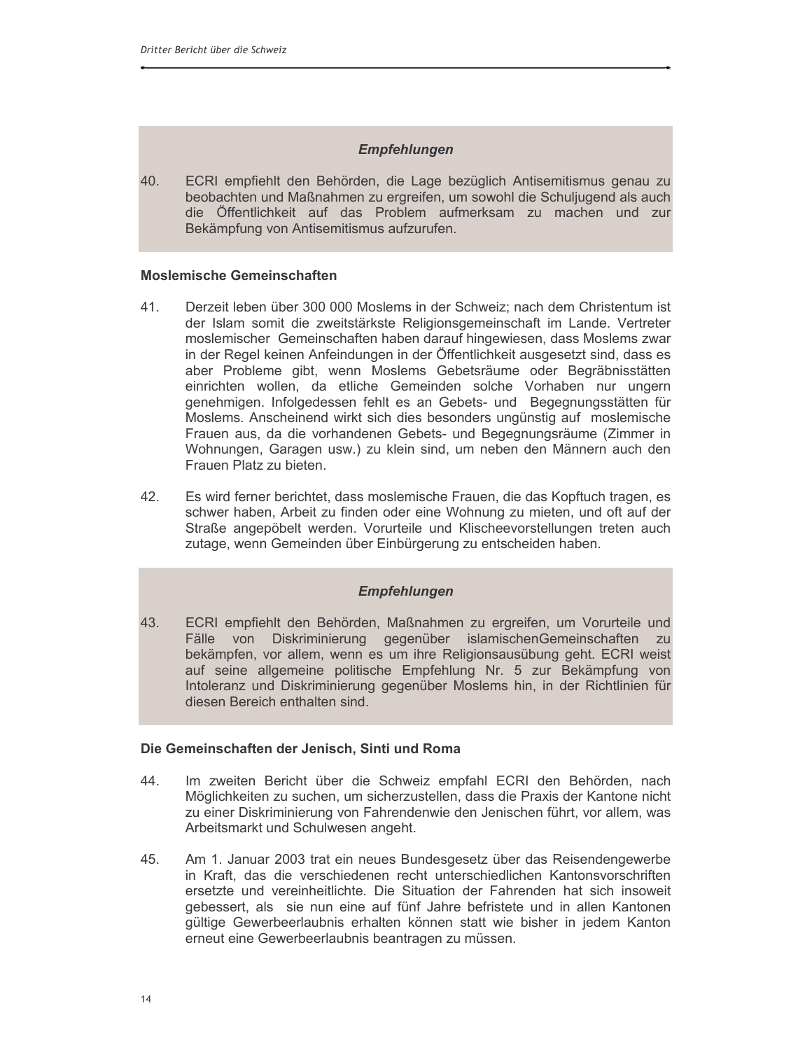***Empfehlungen***

40. ECRI empfiehlt den Behörden, die Lage bezüglich Antisemitismus genau zu beobachten und Maßnahmen zu ergreifen, um sowohl die Schuljugend als auch die Öffentlichkeit auf das Problem aufmerksam zu machen und zur Bekämpfung von Antisemitismus aufzurufen.

### Moslemische Gemeinschaften

41. Derzeit leben über 300 000 Moslems in der Schweiz; nach dem Christentum ist der Islam somit die zweitstärkste Religionsgemeinschaft im Lande. Vertreter moslemischer Gemeinschaften haben darauf hingewiesen, dass Moslems zwar in der Regel keinen Anfeindungen in der Öffentlichkeit ausgesetzt sind, dass es aber Probleme gibt, wenn Moslems Gebetsräume oder Begräbnisstätten einrichten wollen, da etliche Gemeinden solche Vorhaben nur ungern genehmigen. Infolgedessen fehlt es an Gebets- und Begegnungsstätten für Moslems. Anscheinend wirkt sich dies besonders ungünstig auf moslemische Frauen aus, da die vorhandenen Gebets- und Begegnungsräume (Zimmer in Wohnungen, Garagen usw.) zu klein sind, um neben den Männern auch den Frauen Platz zu bieten.

42. Es wird ferner berichtet, dass moslemische Frauen, die das Kopftuch tragen, es schwer haben, Arbeit zu finden oder eine Wohnung zu mieten, und oft auf der Straße angepöbelt werden. Vorurteile und Klischeevorstellungen treten auch zutage, wenn Gemeinden über Einbürgerung zu entscheiden haben.

***Empfehlungen***

43. ECRI empfiehlt den Behörden, Maßnahmen zu ergreifen, um Vorurteile und Fälle von Diskriminierung gegenüber islamischenGemeinschaften zu bekämpfen, vor allem, wenn es um ihre Religionsausübung geht. ECRI weist auf seine allgemeine politische Empfehlung Nr. 5 zur Bekämpfung von Intoleranz und Diskriminierung gegenüber Moslems hin, in der Richtlinien für diesen Bereich enthalten sind.

### Die Gemeinschaften der Jenisch, Sinti und Roma

44. Im zweiten Bericht über die Schweiz empfahl ECRI den Behörden, nach Möglichkeiten zu suchen, um sicherzustellen, dass die Praxis der Kantone nicht zu einer Diskriminierung von Fahrendenwie den Jenischen führt, vor allem, was Arbeitsmarkt und Schulwesen angeht.

45. Am 1. Januar 2003 trat ein neues Bundesgesetz über das Reisendengewerbe in Kraft, das die verschiedenen recht unterschiedlichen Kantonsvorschriften ersetzte und vereinheitlichte. Die Situation der Fahrenden hat sich insoweit gebessert, als sie nun eine auf fünf Jahre befristete und in allen Kantonen gültige Gewerbeerlaubnis erhalten können statt wie bisher in jedem Kanton erneut eine Gewerbeerlaubnis beantragen zu müssen.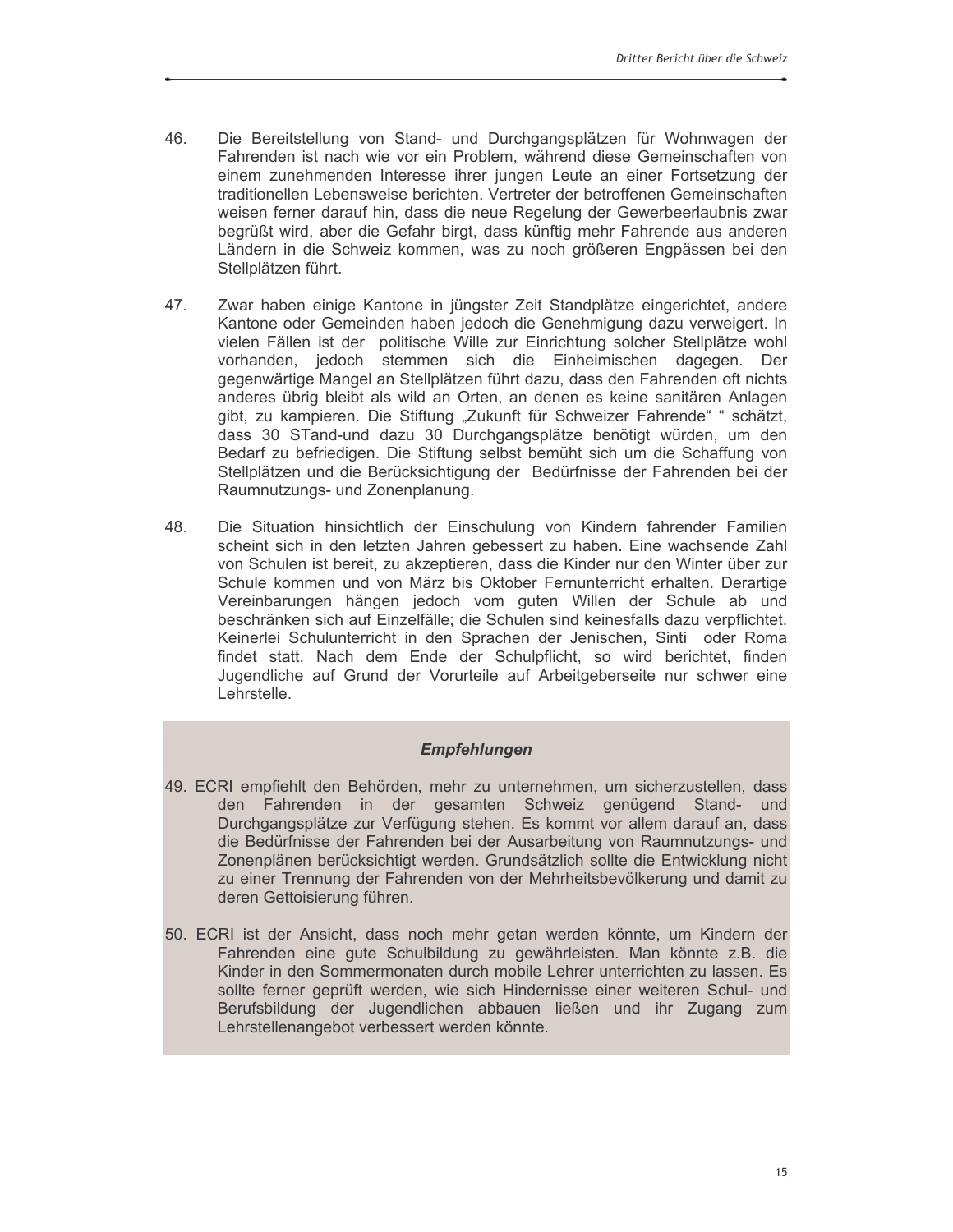46. Die Bereitstellung von Stand- und Durchgangsplätzen für Wohnwagen der Fahrenden ist nach wie vor ein Problem, während diese Gemeinschaften von einem zunehmenden Interesse ihrer jungen Leute an einer Fortsetzung der traditionellen Lebensweise berichten. Vertreter der betroffenen Gemeinschaften weisen ferner darauf hin, dass die neue Regelung der Gewerbeerlaubnis zwar begrüßt wird, aber die Gefahr birgt, dass künftig mehr Fahrende aus anderen Ländern in die Schweiz kommen, was zu noch größeren Engpässen bei den Stellplätzen führt.

47. Zwar haben einige Kantone in jüngster Zeit Standplätze eingerichtet, andere Kantone oder Gemeinden haben jedoch die Genehmigung dazu verweigert. In vielen Fällen ist der politische Wille zur Einrichtung solcher Stellplätze wohl vorhanden, jedoch stemmen sich die Einheimischen dagegen. Der gegenwärtige Mangel an Stellplätzen führt dazu, dass den Fahrenden oft nichts anderes übrig bleibt als wild an Orten, an denen es keine sanitären Anlagen gibt, zu kampieren. Die Stiftung „Zukunft für Schweizer Fahrende" " schätzt, dass 30 STand-und dazu 30 Durchgangsplätze benötigt würden, um den Bedarf zu befriedigen. Die Stiftung selbst bemüht sich um die Schaffung von Stellplätzen und die Berücksichtigung der Bedürfnisse der Fahrenden bei der Raumnutzungs- und Zonenplanung.

48. Die Situation hinsichtlich der Einschulung von Kindern fahrender Familien scheint sich in den letzten Jahren gebessert zu haben. Eine wachsende Zahl von Schulen ist bereit, zu akzeptieren, dass die Kinder nur den Winter über zur Schule kommen und von März bis Oktober Fernunterricht erhalten. Derartige Vereinbarungen hängen jedoch vom guten Willen der Schule ab und beschränken sich auf Einzelfälle; die Schulen sind keinesfalls dazu verpflichtet. Keinerlei Schulunterricht in den Sprachen der Jenischen, Sinti oder Roma findet statt. Nach dem Ende der Schulpflicht, so wird berichtet, finden Jugendliche auf Grund der Vorurteile auf Arbeitgeberseite nur schwer eine Lehrstelle.

### *Empfehlungen*

49. ECRI empfiehlt den Behörden, mehr zu unternehmen, um sicherzustellen, dass den Fahrenden in der gesamten Schweiz genügend Stand- und Durchgangsplätze zur Verfügung stehen. Es kommt vor allem darauf an, dass die Bedürfnisse der Fahrenden bei der Ausarbeitung von Raumnutzungs- und Zonenplänen berücksichtigt werden. Grundsätzlich sollte die Entwicklung nicht zu einer Trennung der Fahrenden von der Mehrheitsbevölkerung und damit zu deren Gettoisierung führen.

50. ECRI ist der Ansicht, dass noch mehr getan werden könnte, um Kindern der Fahrenden eine gute Schulbildung zu gewährleisten. Man könnte z.B. die Kinder in den Sommermonaten durch mobile Lehrer unterrichten zu lassen. Es sollte ferner geprüft werden, wie sich Hindernisse einer weiteren Schul- und Berufsbildung der Jugendlichen abbauen ließen und ihr Zugang zum Lehrstellenangebot verbessert werden könnte.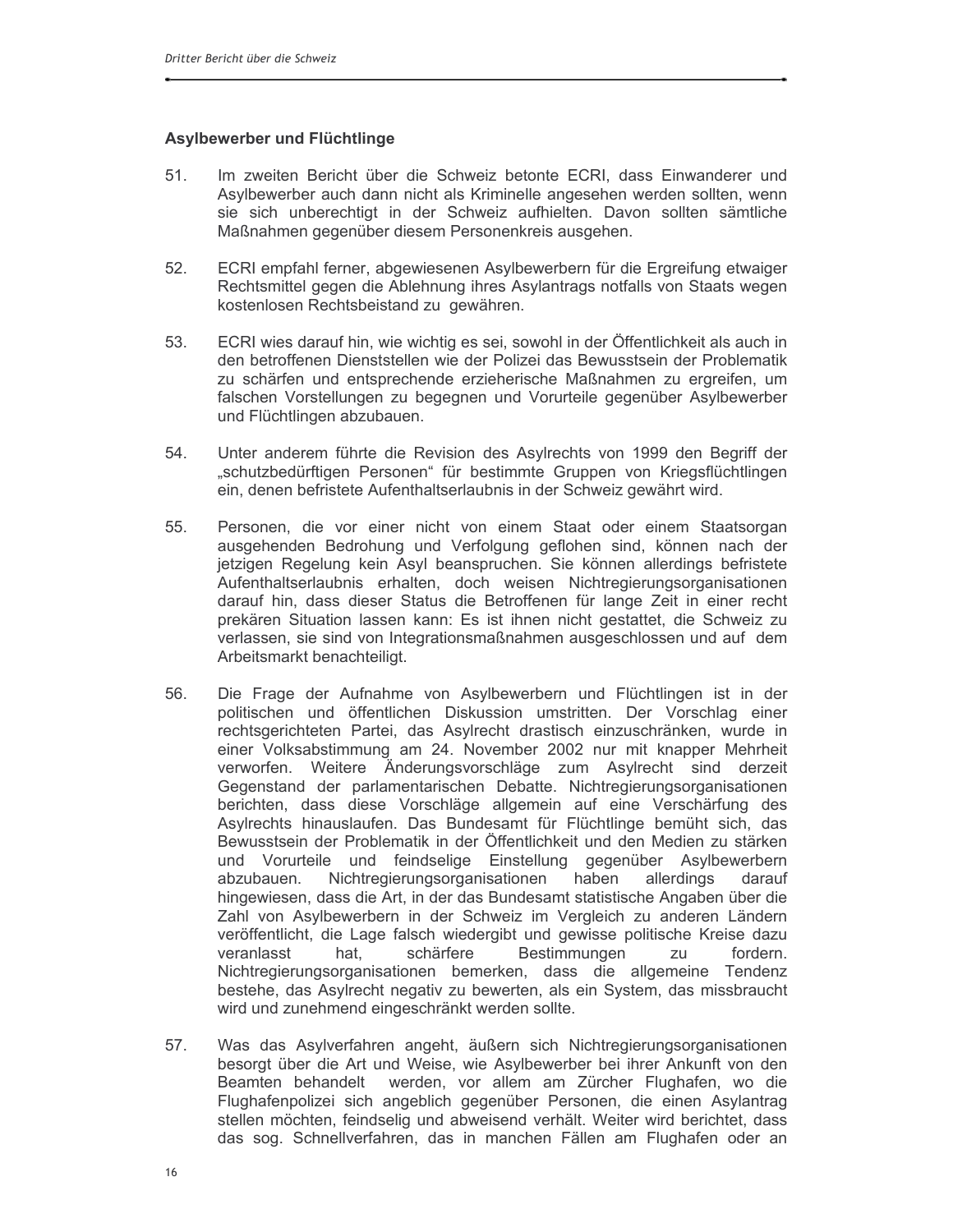### Asylbewerber und Flüchtlinge

51. Im zweiten Bericht über die Schweiz betonte ECRI, dass Einwanderer und Asylbewerber auch dann nicht als Kriminelle angesehen werden sollten, wenn sie sich unberechtigt in der Schweiz aufhielten. Davon sollten sämtliche Maßnahmen gegenüber diesem Personenkreis ausgehen.

52. ECRI empfahl ferner, abgewiesenen Asylbewerbern für die Ergreifung etwaiger Rechtsmittel gegen die Ablehnung ihres Asylantrags notfalls von Staats wegen kostenlosen Rechtsbeistand zu gewähren.

53. ECRI wies darauf hin, wie wichtig es sei, sowohl in der Öffentlichkeit als auch in den betroffenen Dienststellen wie der Polizei das Bewusstsein der Problematik zu schärfen und entsprechende erzieherische Maßnahmen zu ergreifen, um falschen Vorstellungen zu begegnen und Vorurteile gegenüber Asylbewerber und Flüchtlingen abzubauen.

54. Unter anderem führte die Revision des Asylrechts von 1999 den Begriff der „schutzbedürftigen Personen" für bestimmte Gruppen von Kriegsflüchtlingen ein, denen befristete Aufenthaltserlaubnis in der Schweiz gewährt wird.

55. Personen, die vor einer nicht von einem Staat oder einem Staatsorgan ausgehenden Bedrohung und Verfolgung geflohen sind, können nach der jetzigen Regelung kein Asyl beanspruchen. Sie können allerdings befristete Aufenthaltserlaubnis erhalten, doch weisen Nichtregierungsorganisationen darauf hin, dass dieser Status die Betroffenen für lange Zeit in einer recht prekären Situation lassen kann: Es ist ihnen nicht gestattet, die Schweiz zu verlassen, sie sind von Integrationsmaßnahmen ausgeschlossen und auf dem Arbeitsmarkt benachteiligt.

56. Die Frage der Aufnahme von Asylbewerbern und Flüchtlingen ist in der politischen und öffentlichen Diskussion umstritten. Der Vorschlag einer rechtsgerichteten Partei, das Asylrecht drastisch einzuschränken, wurde in einer Volksabstimmung am 24. November 2002 nur mit knapper Mehrheit verworfen. Weitere Änderungsvorschläge zum Asylrecht sind derzeit Gegenstand der parlamentarischen Debatte. Nichtregierungsorganisationen berichten, dass diese Vorschläge allgemein auf eine Verschärfung des Asylrechts hinauslaufen. Das Bundesamt für Flüchtlinge bemüht sich, das Bewusstsein der Problematik in der Öffentlichkeit und den Medien zu stärken und Vorurteile und feindselige Einstellung gegenüber Asylbewerbern abzubauen. Nichtregierungsorganisationen haben allerdings darauf hingewiesen, dass die Art, in der das Bundesamt statistische Angaben über die Zahl von Asylbewerbern in der Schweiz im Vergleich zu anderen Ländern veröffentlicht, die Lage falsch wiedergibt und gewisse politische Kreise dazu veranlasst hat, schärfere Bestimmungen zu fordern. Nichtregierungsorganisationen bemerken, dass die allgemeine Tendenz bestehe, das Asylrecht negativ zu bewerten, als ein System, das missbraucht wird und zunehmend eingeschränkt werden sollte.

57. Was das Asylverfahren angeht, äußern sich Nichtregierungsorganisationen besorgt über die Art und Weise, wie Asylbewerber bei ihrer Ankunft von den Beamten behandelt werden, vor allem am Zürcher Flughafen, wo die Flughafenpolizei sich angeblich gegenüber Personen, die einen Asylantrag stellen möchten, feindselig und abweisend verhält. Weiter wird berichtet, dass das sog. Schnellverfahren, das in manchen Fällen am Flughafen oder an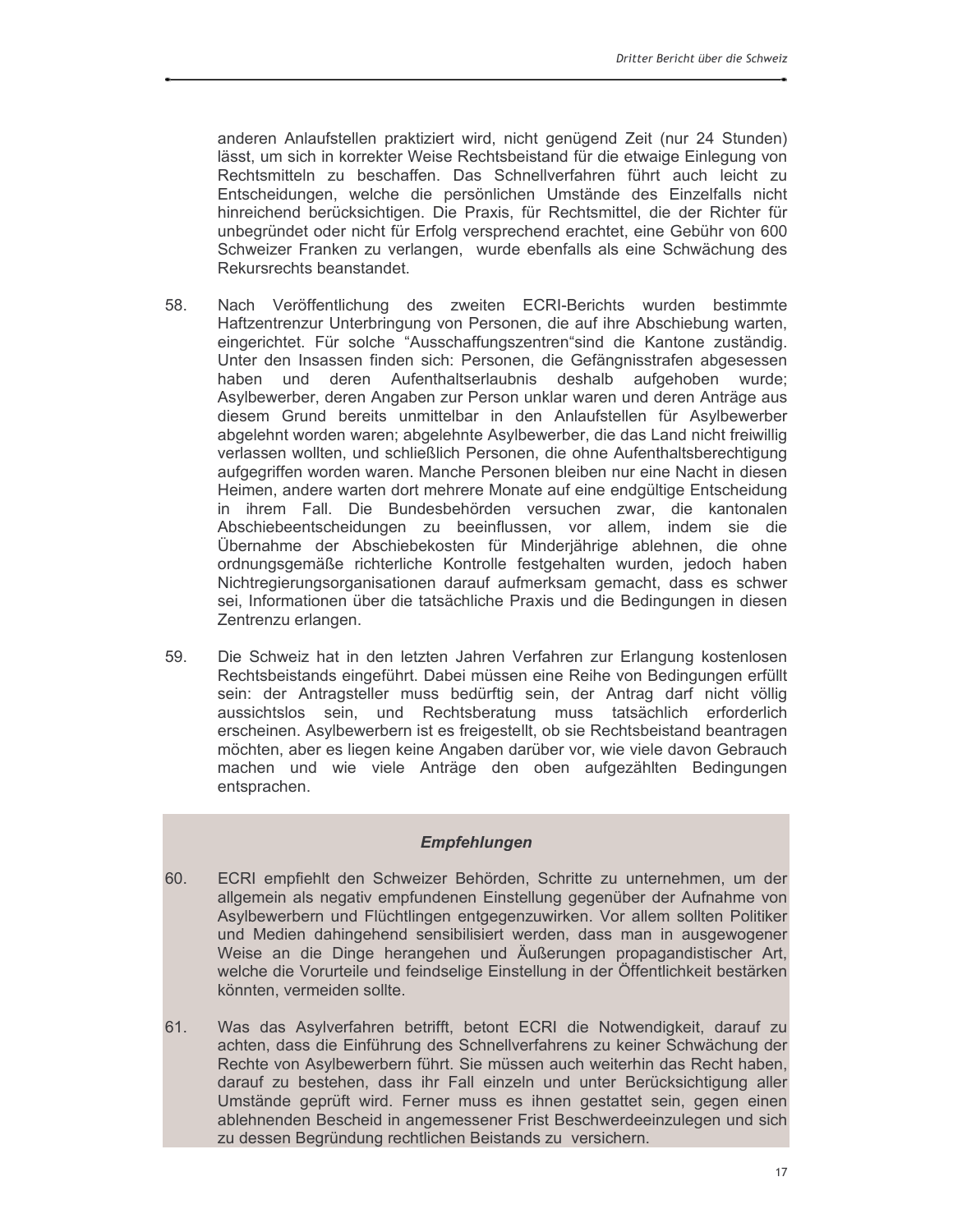anderen Anlaufstellen praktiziert wird, nicht genügend Zeit (nur 24 Stunden) lässt, um sich in korrekter Weise Rechtsbeistand für die etwaige Einlegung von Rechtsmitteln zu beschaffen. Das Schnellverfahren führt auch leicht zu Entscheidungen, welche die persönlichen Umstände des Einzelfalls nicht hinreichend berücksichtigen. Die Praxis, für Rechtsmittel, die der Richter für unbegründet oder nicht für Erfolg versprechend erachtet, eine Gebühr von 600 Schweizer Franken zu verlangen, wurde ebenfalls als eine Schwächung des Rekursrechts beanstandet.

58. Nach Veröffentlichung des zweiten ECRI-Berichts wurden bestimmte Haftzentrenzur Unterbringung von Personen, die auf ihre Abschiebung warten, eingerichtet. Für solche "Ausschaffungszentren"sind die Kantone zuständig. Unter den Insassen finden sich: Personen, die Gefängnisstrafen abgesessen haben und deren Aufenthaltserlaubnis deshalb aufgehoben wurde; Asylbewerber, deren Angaben zur Person unklar waren und deren Anträge aus diesem Grund bereits unmittelbar in den Anlaufstellen für Asylbewerber abgelehnt worden waren; abgelehnte Asylbewerber, die das Land nicht freiwillig verlassen wollten, und schließlich Personen, die ohne Aufenthaltsberechtigung aufgegriffen worden waren. Manche Personen bleiben nur eine Nacht in diesen Heimen, andere warten dort mehrere Monate auf eine endgültige Entscheidung in ihrem Fall. Die Bundesbehörden versuchen zwar, die kantonalen Abschiebeentscheidungen zu beeinflussen, vor allem, indem sie die Übernahme der Abschiebekosten für Minderjährige ablehnen, die ohne ordnungsgemäße richterliche Kontrolle festgehalten wurden, jedoch haben Nichtregierungsorganisationen darauf aufmerksam gemacht, dass es schwer sei, Informationen über die tatsächliche Praxis und die Bedingungen in diesen Zentrenzu erlangen.

59. Die Schweiz hat in den letzten Jahren Verfahren zur Erlangung kostenlosen Rechtsbeistands eingeführt. Dabei müssen eine Reihe von Bedingungen erfüllt sein: der Antragsteller muss bedürftig sein, der Antrag darf nicht völlig aussichtslos sein, und Rechtsberatung muss tatsächlich erforderlich erscheinen. Asylbewerbern ist es freigestellt, ob sie Rechtsbeistand beantragen möchten, aber es liegen keine Angaben darüber vor, wie viele davon Gebrauch machen und wie viele Anträge den oben aufgezählten Bedingungen entsprachen.

***Empfehlungen***

60. ECRI empfiehlt den Schweizer Behörden, Schritte zu unternehmen, um der allgemein als negativ empfundenen Einstellung gegenüber der Aufnahme von Asylbewerbern und Flüchtlingen entgegenzuwirken. Vor allem sollten Politiker und Medien dahingehend sensibilisiert werden, dass man in ausgewogener Weise an die Dinge herangehen und Äußerungen propagandistischer Art, welche die Vorurteile und feindselige Einstellung in der Öffentlichkeit bestärken könnten, vermeiden sollte.

61. Was das Asylverfahren betrifft, betont ECRI die Notwendigkeit, darauf zu achten, dass die Einführung des Schnellverfahrens zu keiner Schwächung der Rechte von Asylbewerbern führt. Sie müssen auch weiterhin das Recht haben, darauf zu bestehen, dass ihr Fall einzeln und unter Berücksichtigung aller Umstände geprüft wird. Ferner muss es ihnen gestattet sein, gegen einen ablehnenden Bescheid in angemessener Frist Beschwerdeeinzulegen und sich zu dessen Begründung rechtlichen Beistands zu versichern.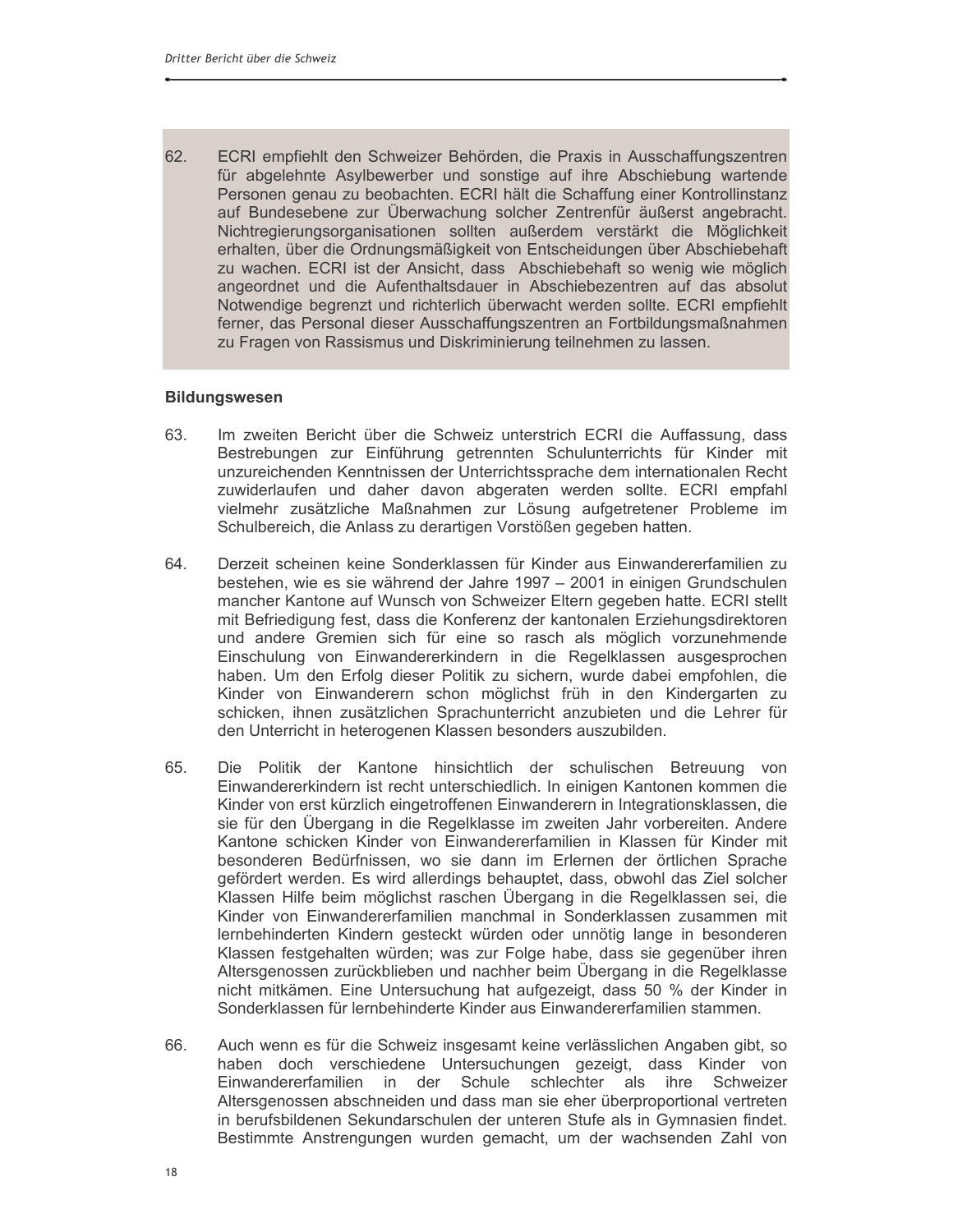62. ECRI empfiehlt den Schweizer Behörden, die Praxis in Ausschaffungszentren für abgelehnte Asylbewerber und sonstige auf ihre Abschiebung wartende Personen genau zu beobachten. ECRI hält die Schaffung einer Kontrollinstanz auf Bundesebene zur Überwachung solcher Zentrenfür äußerst angebracht. Nichtregierungsorganisationen sollten außerdem verstärkt die Möglichkeit erhalten, über die Ordnungsmäßigkeit von Entscheidungen über Abschiebehaft zu wachen. ECRI ist der Ansicht, dass Abschiebehaft so wenig wie möglich angeordnet und die Aufenthaltsdauer in Abschiebezentren auf das absolut Notwendige begrenzt und richterlich überwacht werden sollte. ECRI empfiehlt ferner, das Personal dieser Ausschaffungszentren an Fortbildungsmaßnahmen zu Fragen von Rassismus und Diskriminierung teilnehmen zu lassen.

**Bildungswesen**

63. Im zweiten Bericht über die Schweiz unterstrich ECRI die Auffassung, dass Bestrebungen zur Einführung getrennten Schulunterrichts für Kinder mit unzureichenden Kenntnissen der Unterrichtssprache dem internationalen Recht zuwiderlaufen und daher davon abgeraten werden sollte. ECRI empfahl vielmehr zusätzliche Maßnahmen zur Lösung aufgetretener Probleme im Schulbereich, die Anlass zu derartigen Vorstößen gegeben hatten.

64. Derzeit scheinen keine Sonderklassen für Kinder aus Einwandererfamilien zu bestehen, wie es sie während der Jahre 1997 – 2001 in einigen Grundschulen mancher Kantone auf Wunsch von Schweizer Eltern gegeben hatte. ECRI stellt mit Befriedigung fest, dass die Konferenz der kantonalen Erziehungsdirektoren und andere Gremien sich für eine so rasch als möglich vorzunehmende Einschulung von Einwandererkindern in die Regelklassen ausgesprochen haben. Um den Erfolg dieser Politik zu sichern, wurde dabei empfohlen, die Kinder von Einwanderern schon möglichst früh in den Kindergarten zu schicken, ihnen zusätzlichen Sprachunterricht anzubieten und die Lehrer für den Unterricht in heterogenen Klassen besonders auszubilden.

65. Die Politik der Kantone hinsichtlich der schulischen Betreuung von Einwandererkindern ist recht unterschiedlich. In einigen Kantonen kommen die Kinder von erst kürzlich eingetroffenen Einwanderern in Integrationsklassen, die sie für den Übergang in die Regelklasse im zweiten Jahr vorbereiten. Andere Kantone schicken Kinder von Einwandererfamilien in Klassen für Kinder mit besonderen Bedürfnissen, wo sie dann im Erlernen der örtlichen Sprache gefördert werden. Es wird allerdings behauptet, dass, obwohl das Ziel solcher Klassen Hilfe beim möglichst raschen Übergang in die Regelklassen sei, die Kinder von Einwandererfamilien manchmal in Sonderklassen zusammen mit lernbehinderten Kindern gesteckt würden oder unnötig lange in besonderen Klassen festgehalten würden; was zur Folge habe, dass sie gegenüber ihren Altersgenossen zurückblieben und nachher beim Übergang in die Regelklasse nicht mitkämen. Eine Untersuchung hat aufgezeigt, dass 50 % der Kinder in Sonderklassen für lernbehinderte Kinder aus Einwandererfamilien stammen.

66. Auch wenn es für die Schweiz insgesamt keine verlässlichen Angaben gibt, so haben doch verschiedene Untersuchungen gezeigt, dass Kinder von Einwandererfamilien in der Schule schlechter als ihre Schweizer Altersgenossen abschneiden und dass man sie eher überproportional vertreten in berufsbildenen Sekundarschulen der unteren Stufe als in Gymnasien findet. Bestimmte Anstrengungen wurden gemacht, um der wachsenden Zahl von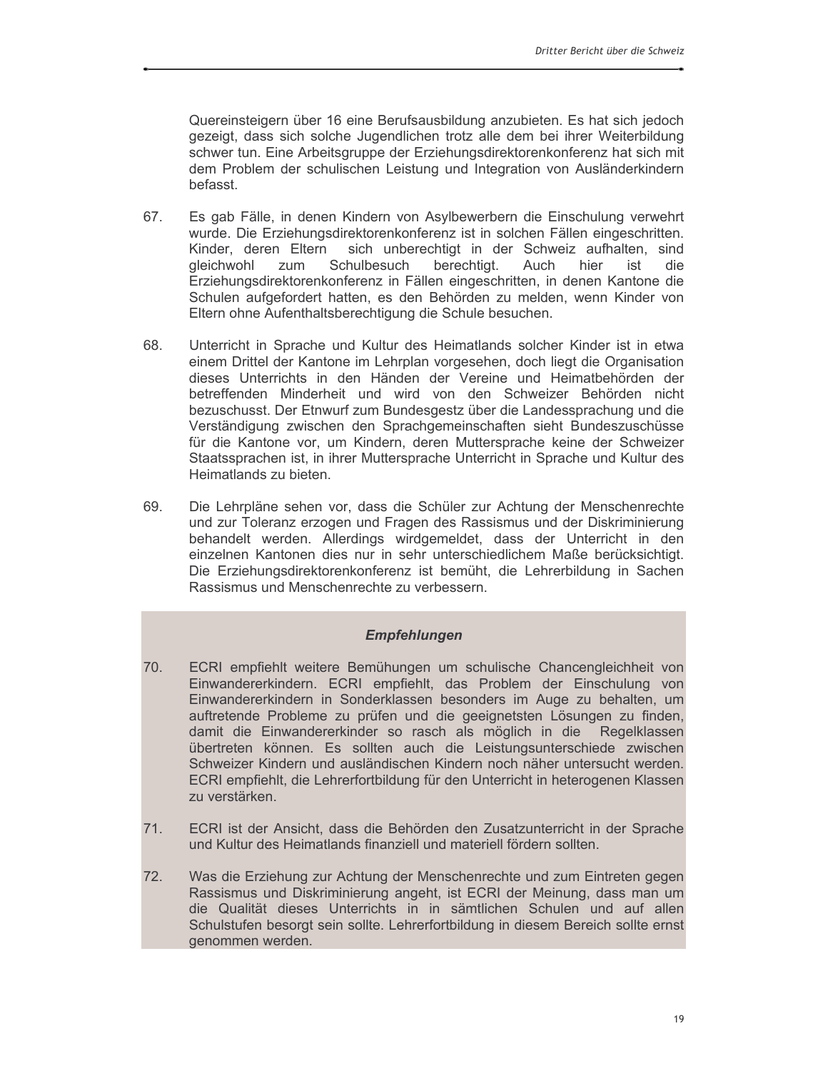Quereinsteigern über 16 eine Berufsausbildung anzubieten. Es hat sich jedoch gezeigt, dass sich solche Jugendlichen trotz alle dem bei ihrer Weiterbildung schwer tun. Eine Arbeitsgruppe der Erziehungsdirektorenkonferenz hat sich mit dem Problem der schulischen Leistung und Integration von Ausländerkindern befasst.

67. Es gab Fälle, in denen Kindern von Asylbewerbern die Einschulung verwehrt wurde. Die Erziehungsdirektorenkonferenz ist in solchen Fällen eingeschritten. Kinder, deren Eltern sich unberechtigt in der Schweiz aufhalten, sind gleichwohl zum Schulbesuch berechtigt. Auch hier ist die Erziehungsdirektorenkonferenz in Fällen eingeschritten, in denen Kantone die Schulen aufgefordert hatten, es den Behörden zu melden, wenn Kinder von Eltern ohne Aufenthaltsberechtigung die Schule besuchen.

68. Unterricht in Sprache und Kultur des Heimatlands solcher Kinder ist in etwa einem Drittel der Kantone im Lehrplan vorgesehen, doch liegt die Organisation dieses Unterrichts in den Händen der Vereine und Heimatbehörden der betreffenden Minderheit und wird von den Schweizer Behörden nicht bezuschusst. Der Etnwurf zum Bundesgestz über die Landessprachung und die Verständigung zwischen den Sprachgemeinschaften sieht Bundeszuschüsse für die Kantone vor, um Kindern, deren Muttersprache keine der Schweizer Staatssprachen ist, in ihrer Muttersprache Unterricht in Sprache und Kultur des Heimatlands zu bieten.

69. Die Lehrpläne sehen vor, dass die Schüler zur Achtung der Menschenrechte und zur Toleranz erzogen und Fragen des Rassismus und der Diskriminierung behandelt werden. Allerdings wirdgemeldet, dass der Unterricht in den einzelnen Kantonen dies nur in sehr unterschiedlichem Maße berücksichtigt. Die Erziehungsdirektorenkonferenz ist bemüht, die Lehrerbildung in Sachen Rassismus und Menschenrechte zu verbessern.

***Empfehlungen***

70. ECRI empfiehlt weitere Bemühungen um schulische Chancengleichheit von Einwandererkindern. ECRI empfiehlt, das Problem der Einschulung von Einwandererkindern in Sonderklassen besonders im Auge zu behalten, um auftretende Probleme zu prüfen und die geeignetsten Lösungen zu finden, damit die Einwandererkinder so rasch als möglich in die Regelklassen übertreten können. Es sollten auch die Leistungsunterschiede zwischen Schweizer Kindern und ausländischen Kindern noch näher untersucht werden. ECRI empfiehlt, die Lehrerfortbildung für den Unterricht in heterogenen Klassen zu verstärken.

71. ECRI ist der Ansicht, dass die Behörden den Zusatzunterricht in der Sprache und Kultur des Heimatlands finanziell und materiell fördern sollten.

72. Was die Erziehung zur Achtung der Menschenrechte und zum Eintreten gegen Rassismus und Diskriminierung angeht, ist ECRI der Meinung, dass man um die Qualität dieses Unterrichts in in sämtlichen Schulen und auf allen Schulstufen besorgt sein sollte. Lehrerfortbildung in diesem Bereich sollte ernst genommen werden.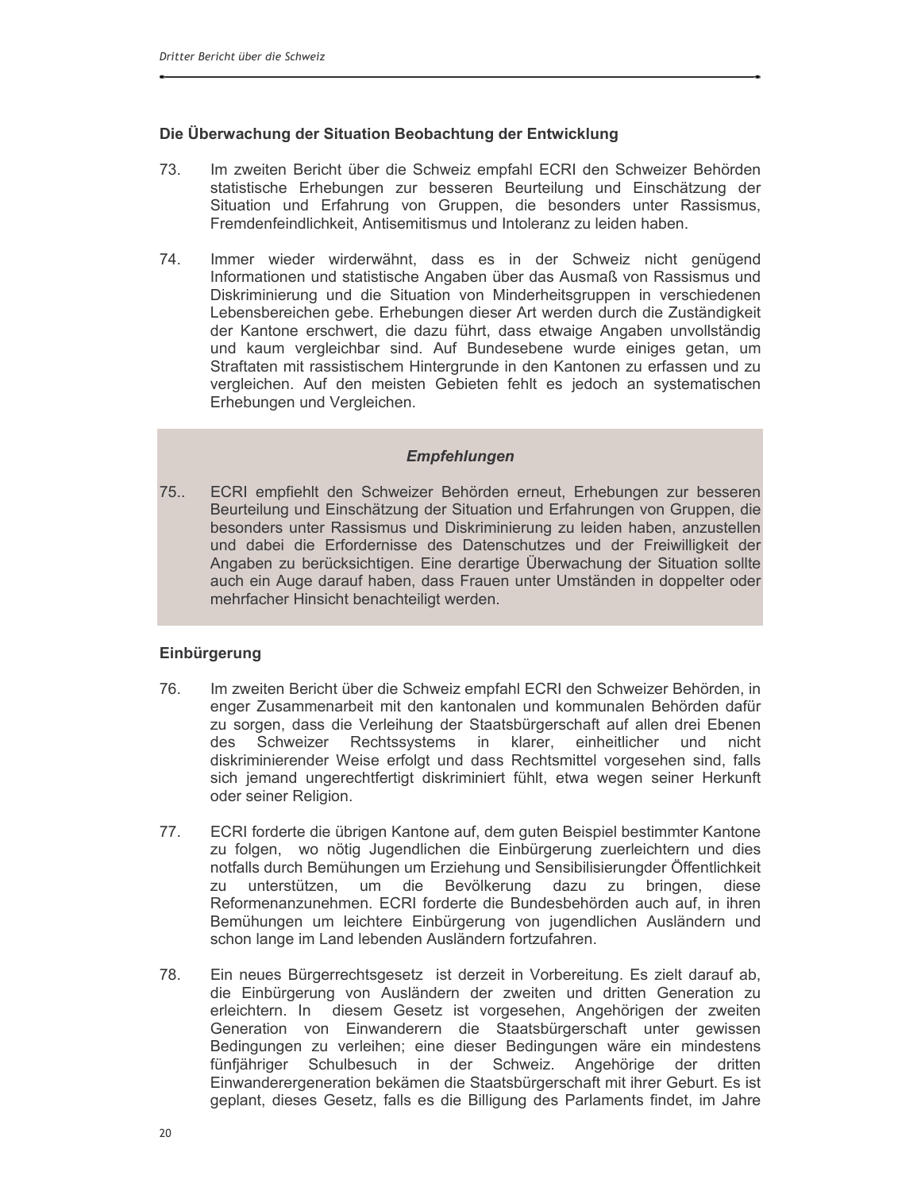### Die Überwachung der Situation Beobachtung der Entwicklung

73. Im zweiten Bericht über die Schweiz empfahl ECRI den Schweizer Behörden statistische Erhebungen zur besseren Beurteilung und Einschätzung der Situation und Erfahrung von Gruppen, die besonders unter Rassismus, Fremdenfeindlichkeit, Antisemitismus und Intoleranz zu leiden haben.

74. Immer wieder wirderwähnt, dass es in der Schweiz nicht genügend Informationen und statistische Angaben über das Ausmaß von Rassismus und Diskriminierung und die Situation von Minderheitsgruppen in verschiedenen Lebensbereichen gebe. Erhebungen dieser Art werden durch die Zuständigkeit der Kantone erschwert, die dazu führt, dass etwaige Angaben unvollständig und kaum vergleichbar sind. Auf Bundesebene wurde einiges getan, um Straftaten mit rassistischem Hintergrunde in den Kantonen zu erfassen und zu vergleichen. Auf den meisten Gebieten fehlt es jedoch an systematischen Erhebungen und Vergleichen.

***Empfehlungen***

75.. ECRI empfiehlt den Schweizer Behörden erneut, Erhebungen zur besseren Beurteilung und Einschätzung der Situation und Erfahrungen von Gruppen, die besonders unter Rassismus und Diskriminierung zu leiden haben, anzustellen und dabei die Erfordernisse des Datenschutzes und der Freiwilligkeit der Angaben zu berücksichtigen. Eine derartige Überwachung der Situation sollte auch ein Auge darauf haben, dass Frauen unter Umständen in doppelter oder mehrfacher Hinsicht benachteiligt werden.

### Einbürgerung

76. Im zweiten Bericht über die Schweiz empfahl ECRI den Schweizer Behörden, in enger Zusammenarbeit mit den kantonalen und kommunalen Behörden dafür zu sorgen, dass die Verleihung der Staatsbürgerschaft auf allen drei Ebenen des Schweizer Rechtssystems in klarer, einheitlicher und nicht diskriminierender Weise erfolgt und dass Rechtsmittel vorgesehen sind, falls sich jemand ungerechtfertigt diskriminiert fühlt, etwa wegen seiner Herkunft oder seiner Religion.

77. ECRI forderte die übrigen Kantone auf, dem guten Beispiel bestimmter Kantone zu folgen, wo nötig Jugendlichen die Einbürgerung zuerleichtern und dies notfalls durch Bemühungen um Erziehung und Sensibilisierungder Öffentlichkeit zu unterstützen, um die Bevölkerung dazu zu bringen, diese Reformenanzunehmen. ECRI forderte die Bundesbehörden auch auf, in ihren Bemühungen um leichtere Einbürgerung von jugendlichen Ausländern und schon lange im Land lebenden Ausländern fortzufahren.

78. Ein neues Bürgerrechtsgesetz ist derzeit in Vorbereitung. Es zielt darauf ab, die Einbürgerung von Ausländern der zweiten und dritten Generation zu erleichtern. In diesem Gesetz ist vorgesehen, Angehörigen der zweiten Generation von Einwanderern die Staatsbürgerschaft unter gewissen Bedingungen zu verleihen; eine dieser Bedingungen wäre ein mindestens fünfjähriger Schulbesuch in der Schweiz. Angehörige der dritten Einwanderergeneration bekämen die Staatsbürgerschaft mit ihrer Geburt. Es ist geplant, dieses Gesetz, falls es die Billigung des Parlaments findet, im Jahre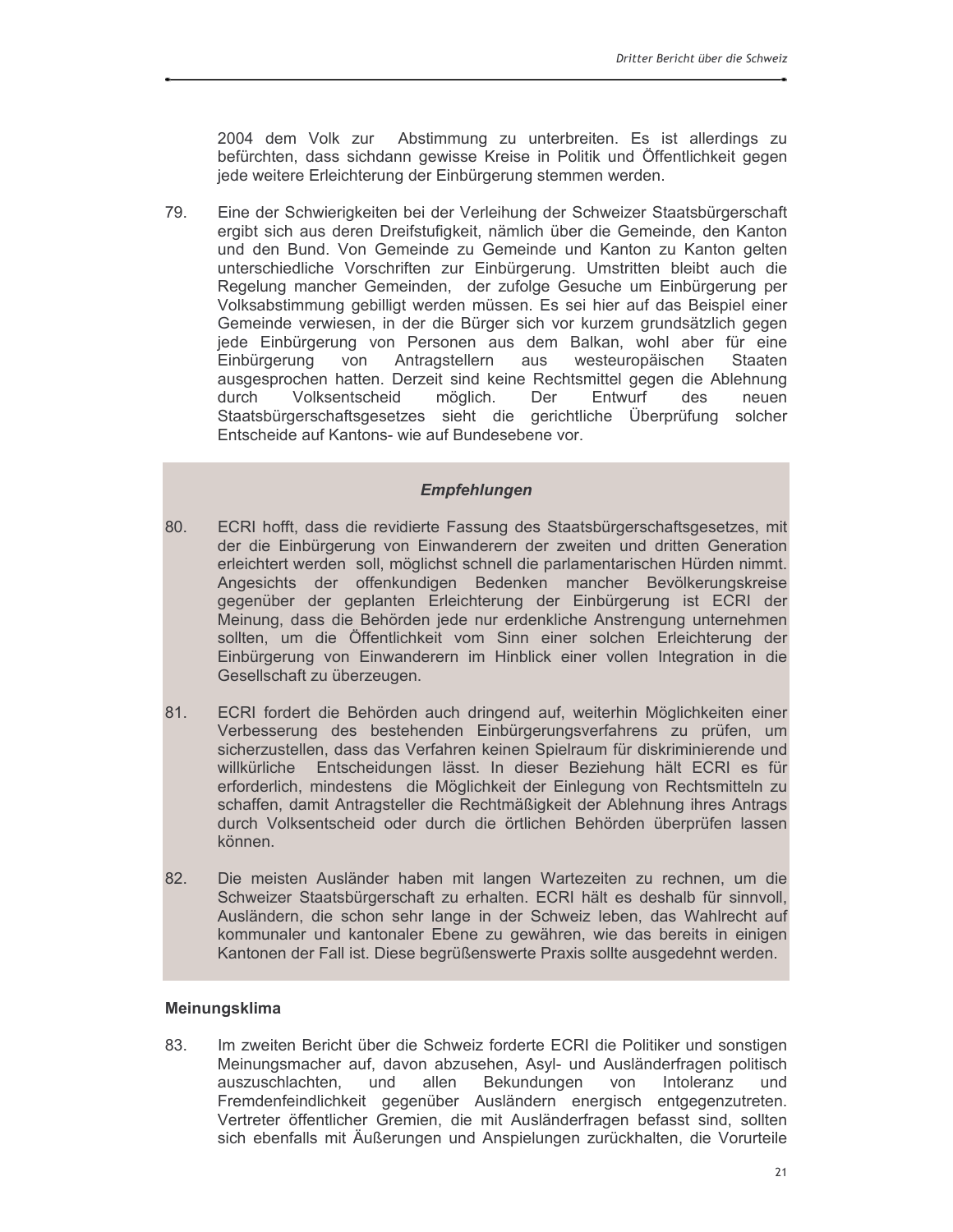2004 dem Volk zur Abstimmung zu unterbreiten. Es ist allerdings zu befürchten, dass sichdann gewisse Kreise in Politik und Öffentlichkeit gegen jede weitere Erleichterung der Einbürgerung stemmen werden.

79. Eine der Schwierigkeiten bei der Verleihung der Schweizer Staatsbürgerschaft ergibt sich aus deren Dreifstufigkeit, nämlich über die Gemeinde, den Kanton und den Bund. Von Gemeinde zu Gemeinde und Kanton zu Kanton gelten unterschiedliche Vorschriften zur Einbürgerung. Umstritten bleibt auch die Regelung mancher Gemeinden, der zufolge Gesuche um Einbürgerung per Volksabstimmung gebilligt werden müssen. Es sei hier auf das Beispiel einer Gemeinde verwiesen, in der die Bürger sich vor kurzem grundsätzlich gegen jede Einbürgerung von Personen aus dem Balkan, wohl aber für eine Einbürgerung von Antragstellern aus westeuropäischen Staaten ausgesprochen hatten. Derzeit sind keine Rechtsmittel gegen die Ablehnung durch Volksentscheid möglich. Der Entwurf des neuen Staatsbürgerschaftsgesetzes sieht die gerichtliche Überprüfung solcher Entscheide auf Kantons- wie auf Bundesebene vor.

### *Empfehlungen*

80. ECRI hofft, dass die revidierte Fassung des Staatsbürgerschaftsgesetzes, mit der die Einbürgerung von Einwanderern der zweiten und dritten Generation erleichtert werden soll, möglichst schnell die parlamentarischen Hürden nimmt. Angesichts der offenkundigen Bedenken mancher Bevölkerungskreise gegenüber der geplanten Erleichterung der Einbürgerung ist ECRI der Meinung, dass die Behörden jede nur erdenkliche Anstrengung unternehmen sollten, um die Öffentlichkeit vom Sinn einer solchen Erleichterung der Einbürgerung von Einwanderern im Hinblick einer vollen Integration in die Gesellschaft zu überzeugen.

81. ECRI fordert die Behörden auch dringend auf, weiterhin Möglichkeiten einer Verbesserung des bestehenden Einbürgerungsverfahrens zu prüfen, um sicherzustellen, dass das Verfahren keinen Spielraum für diskriminierende und willkürliche Entscheidungen lässt. In dieser Beziehung hält ECRI es für erforderlich, mindestens die Möglichkeit der Einlegung von Rechtsmitteln zu schaffen, damit Antragsteller die Rechtmäßigkeit der Ablehnung ihres Antrags durch Volksentscheid oder durch die örtlichen Behörden überprüfen lassen können.

82. Die meisten Ausländer haben mit langen Wartezeiten zu rechnen, um die Schweizer Staatsbürgerschaft zu erhalten. ECRI hält es deshalb für sinnvoll, Ausländern, die schon sehr lange in der Schweiz leben, das Wahlrecht auf kommunaler und kantonaler Ebene zu gewähren, wie das bereits in einigen Kantonen der Fall ist. Diese begrüßenswerte Praxis sollte ausgedehnt werden.

### Meinungsklima

83. Im zweiten Bericht über die Schweiz forderte ECRI die Politiker und sonstigen Meinungsmacher auf, davon abzusehen, Asyl- und Ausländerfragen politisch auszuschlachten, und allen Bekundungen von Intoleranz und Fremdenfeindlichkeit gegenüber Ausländern energisch entgegenzutreten. Vertreter öffentlicher Gremien, die mit Ausländerfragen befasst sind, sollten sich ebenfalls mit Äußerungen und Anspielungen zurückhalten, die Vorurteile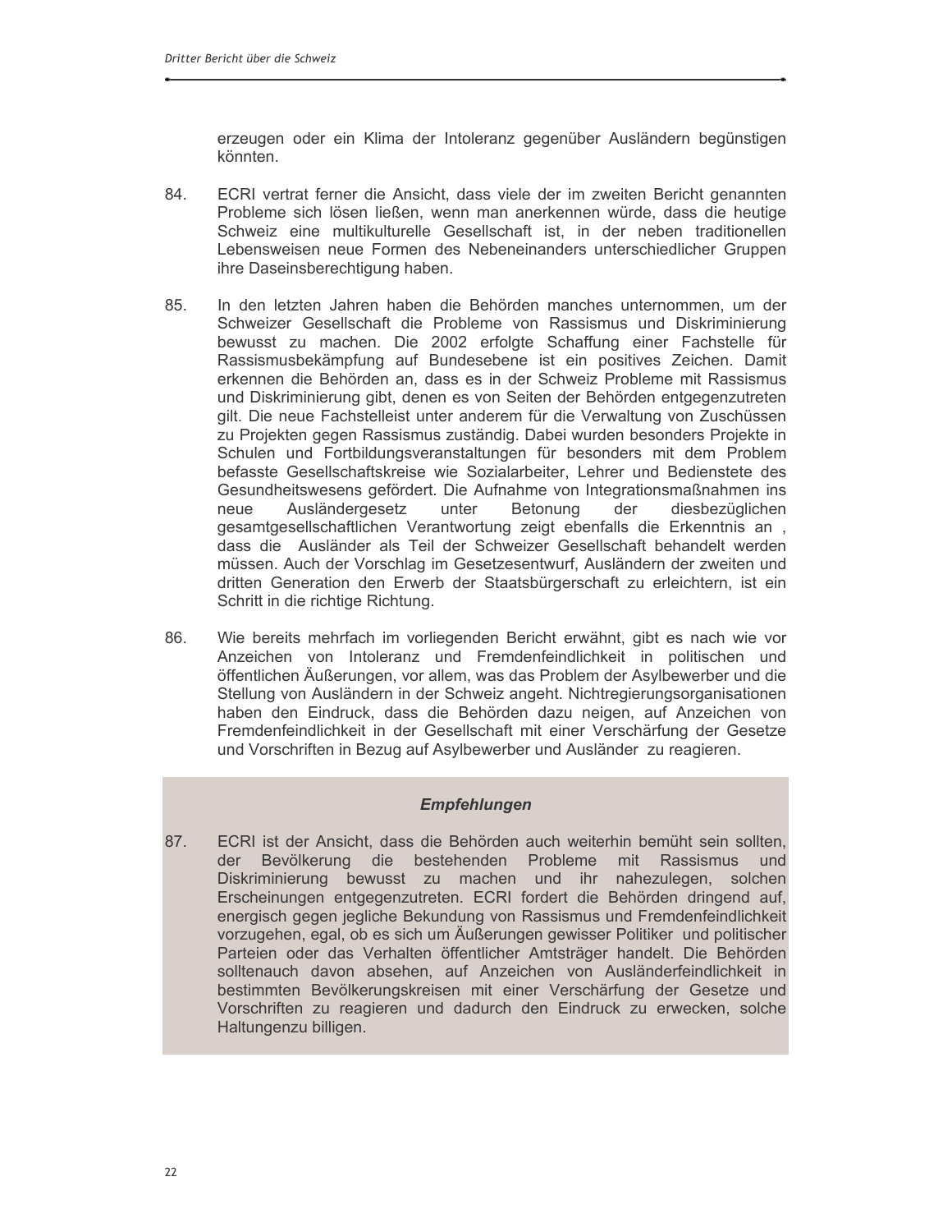erzeugen oder ein Klima der Intoleranz gegenüber Ausländern begünstigen könnten.

84. ECRI vertrat ferner die Ansicht, dass viele der im zweiten Bericht genannten Probleme sich lösen ließen, wenn man anerkennen würde, dass die heutige Schweiz eine multikulturelle Gesellschaft ist, in der neben traditionellen Lebensweisen neue Formen des Nebeneinanders unterschiedlicher Gruppen ihre Daseinsberechtigung haben.

85. In den letzten Jahren haben die Behörden manches unternommen, um der Schweizer Gesellschaft die Probleme von Rassismus und Diskriminierung bewusst zu machen. Die 2002 erfolgte Schaffung einer Fachstelle für Rassismusbekämpfung auf Bundesebene ist ein positives Zeichen. Damit erkennen die Behörden an, dass es in der Schweiz Probleme mit Rassismus und Diskriminierung gibt, denen es von Seiten der Behörden entgegenzutreten gilt. Die neue Fachstelleist unter anderem für die Verwaltung von Zuschüssen zu Projekten gegen Rassismus zuständig. Dabei wurden besonders Projekte in Schulen und Fortbildungsveranstaltungen für besonders mit dem Problem befasste Gesellschaftskreise wie Sozialarbeiter, Lehrer und Bedienstete des Gesundheitswesens gefördert. Die Aufnahme von Integrationsmaßnahmen ins neue Ausländergesetz unter Betonung der diesbezüglichen gesamtgesellschaftlichen Verantwortung zeigt ebenfalls die Erkenntnis an , dass die Ausländer als Teil der Schweizer Gesellschaft behandelt werden müssen. Auch der Vorschlag im Gesetzesentwurf, Ausländern der zweiten und dritten Generation den Erwerb der Staatsbürgerschaft zu erleichtern, ist ein Schritt in die richtige Richtung.

86. Wie bereits mehrfach im vorliegenden Bericht erwähnt, gibt es nach wie vor Anzeichen von Intoleranz und Fremdenfeindlichkeit in politischen und öffentlichen Äußerungen, vor allem, was das Problem der Asylbewerber und die Stellung von Ausländern in der Schweiz angeht. Nichtregierungsorganisationen haben den Eindruck, dass die Behörden dazu neigen, auf Anzeichen von Fremdenfeindlichkeit in der Gesellschaft mit einer Verschärfung der Gesetze und Vorschriften in Bezug auf Asylbewerber und Ausländer zu reagieren.

### *Empfehlungen*

87. ECRI ist der Ansicht, dass die Behörden auch weiterhin bemüht sein sollten, der Bevölkerung die bestehenden Probleme mit Rassismus und Diskriminierung bewusst zu machen und ihr nahezulegen, solchen Erscheinungen entgegenzutreten. ECRI fordert die Behörden dringend auf, energisch gegen jegliche Bekundung von Rassismus und Fremdenfeindlichkeit vorzugehen, egal, ob es sich um Äußerungen gewisser Politiker und politischer Parteien oder das Verhalten öffentlicher Amtsträger handelt. Die Behörden solltenauch davon absehen, auf Anzeichen von Ausländerfeindlichkeit in bestimmten Bevölkerungskreisen mit einer Verschärfung der Gesetze und Vorschriften zu reagieren und dadurch den Eindruck zu erwecken, solche Haltungenzu billigen.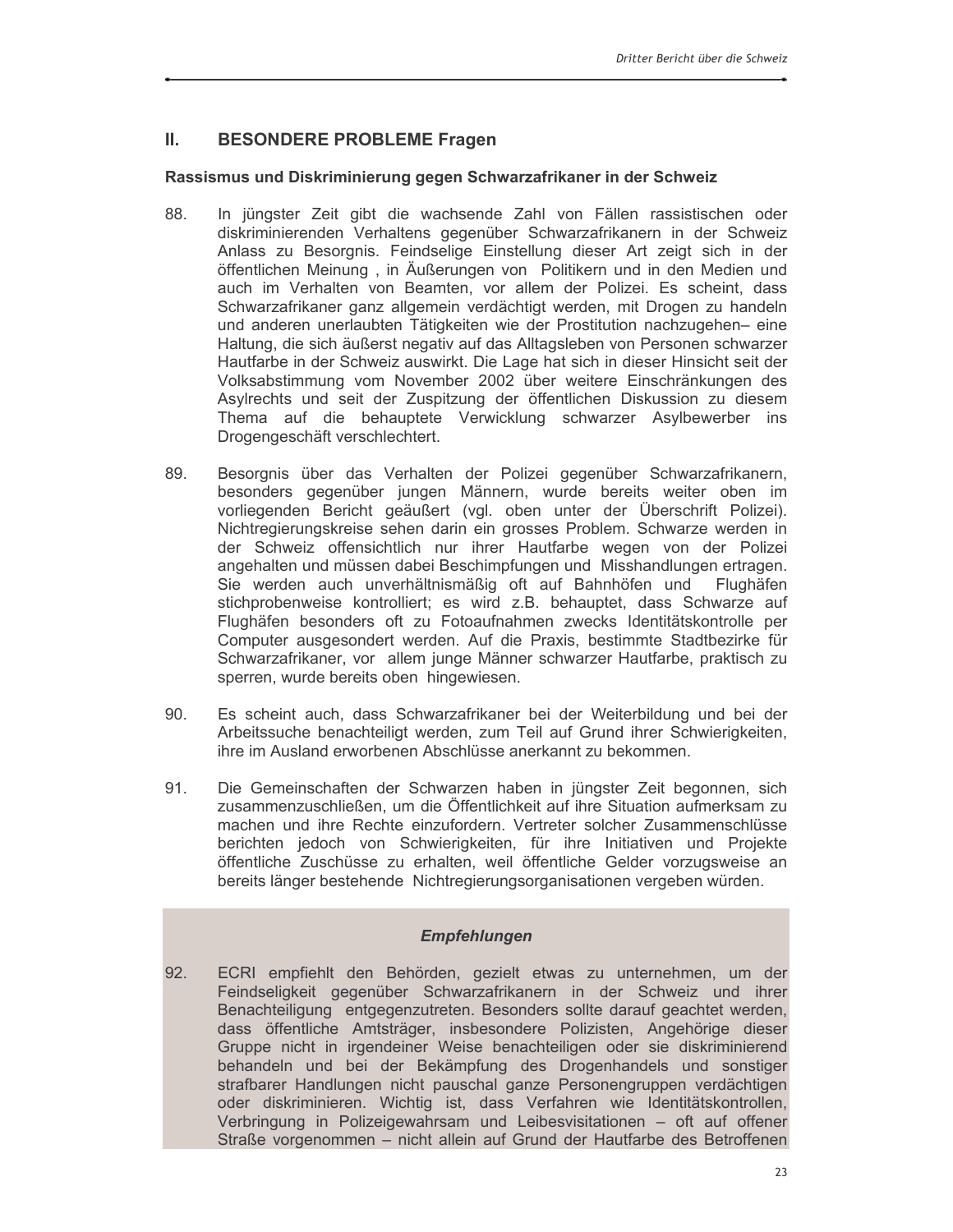## II. BESONDERE PROBLEME Fragen

### Rassismus und Diskriminierung gegen Schwarzafrikaner in der Schweiz

88. In jüngster Zeit gibt die wachsende Zahl von Fällen rassistischen oder diskriminierenden Verhaltens gegenüber Schwarzafrikanern in der Schweiz Anlass zu Besorgnis. Feindselige Einstellung dieser Art zeigt sich in der öffentlichen Meinung , in Äußerungen von Politikern und in den Medien und auch im Verhalten von Beamten, vor allem der Polizei. Es scheint, dass Schwarzafrikaner ganz allgemein verdächtigt werden, mit Drogen zu handeln und anderen unerlaubten Tätigkeiten wie der Prostitution nachzugehen– eine Haltung, die sich äußerst negativ auf das Alltagsleben von Personen schwarzer Hautfarbe in der Schweiz auswirkt. Die Lage hat sich in dieser Hinsicht seit der Volksabstimmung vom November 2002 über weitere Einschränkungen des Asylrechts und seit der Zuspitzung der öffentlichen Diskussion zu diesem Thema auf die behauptete Verwicklung schwarzer Asylbewerber ins Drogengeschäft verschlechtert.

89. Besorgnis über das Verhalten der Polizei gegenüber Schwarzafrikanern, besonders gegenüber jungen Männern, wurde bereits weiter oben im vorliegenden Bericht geäußert (vgl. oben unter der Überschrift Polizei). Nichtregierungskreise sehen darin ein grosses Problem. Schwarze werden in der Schweiz offensichtlich nur ihrer Hautfarbe wegen von der Polizei angehalten und müssen dabei Beschimpfungen und Misshandlungen ertragen. Sie werden auch unverhältnismäßig oft auf Bahnhöfen und Flughäfen stichprobenweise kontrolliert; es wird z.B. behauptet, dass Schwarze auf Flughäfen besonders oft zu Fotoaufnahmen zwecks Identitätskontrolle per Computer ausgesondert werden. Auf die Praxis, bestimmte Stadtbezirke für Schwarzafrikaner, vor allem junge Männer schwarzer Hautfarbe, praktisch zu sperren, wurde bereits oben hingewiesen.

90. Es scheint auch, dass Schwarzafrikaner bei der Weiterbildung und bei der Arbeitssuche benachteiligt werden, zum Teil auf Grund ihrer Schwierigkeiten, ihre im Ausland erworbenen Abschlüsse anerkannt zu bekommen.

91. Die Gemeinschaften der Schwarzen haben in jüngster Zeit begonnen, sich zusammenzuschließen, um die Öffentlichkeit auf ihre Situation aufmerksam zu machen und ihre Rechte einzufordern. Vertreter solcher Zusammenschlüsse berichten jedoch von Schwierigkeiten, für ihre Initiativen und Projekte öffentliche Zuschüsse zu erhalten, weil öffentliche Gelder vorzugsweise an bereits länger bestehende Nichtregierungsorganisationen vergeben würden.

***Empfehlungen***

92. ECRI empfiehlt den Behörden, gezielt etwas zu unternehmen, um der Feindseligkeit gegenüber Schwarzafrikanern in der Schweiz und ihrer Benachteiligung entgegenzutreten. Besonders sollte darauf geachtet werden, dass öffentliche Amtsträger, insbesondere Polizisten, Angehörige dieser Gruppe nicht in irgendeiner Weise benachteiligen oder sie diskriminierend behandeln und bei der Bekämpfung des Drogenhandels und sonstiger strafbarer Handlungen nicht pauschal ganze Personengruppen verdächtigen oder diskriminieren. Wichtig ist, dass Verfahren wie Identitätskontrollen, Verbringung in Polizeigewahrsam und Leibesvisitationen – oft auf offener Straße vorgenommen – nicht allein auf Grund der Hautfarbe des Betroffenen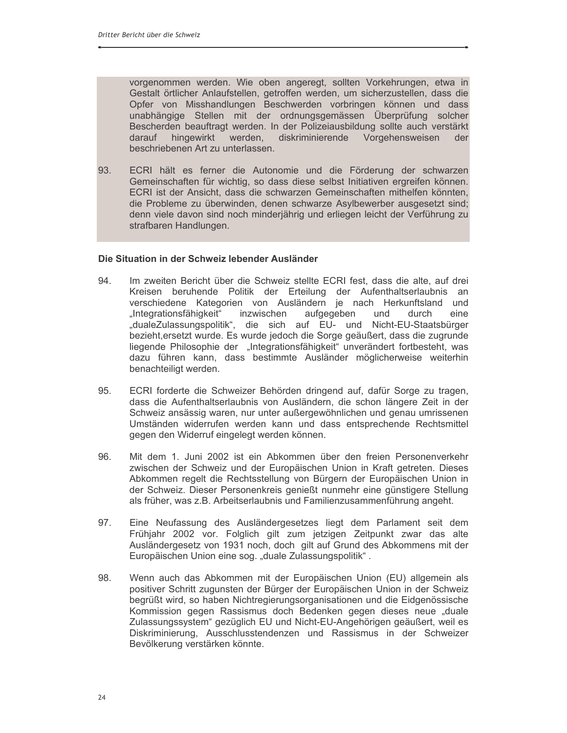vorgenommen werden. Wie oben angeregt, sollten Vorkehrungen, etwa in Gestalt örtlicher Anlaufstellen, getroffen werden, um sicherzustellen, dass die Opfer von Misshandlungen Beschwerden vorbringen können und dass unabhängige Stellen mit der ordnungsgemässen Überprüfung solcher Bescherden beauftragt werden. In der Polizeiausbildung sollte auch verstärkt darauf hingewirkt werden, diskriminierende Vorgehensweisen der beschriebenen Art zu unterlassen.

93. ECRI hält es ferner die Autonomie und die Förderung der schwarzen Gemeinschaften für wichtig, so dass diese selbst Initiativen ergreifen können. ECRI ist der Ansicht, dass die schwarzen Gemeinschaften mithelfen könnten, die Probleme zu überwinden, denen schwarze Asylbewerber ausgesetzt sind; denn viele davon sind noch minderjährig und erliegen leicht der Verführung zu strafbaren Handlungen.

**Die Situation in der Schweiz lebender Ausländer**

94. Im zweiten Bericht über die Schweiz stellte ECRI fest, dass die alte, auf drei Kreisen beruhende Politik der Erteilung der Aufenthaltserlaubnis an verschiedene Kategorien von Ausländern je nach Herkunftsland und „Integrationsfähigkeit" inzwischen aufgegeben und durch eine „dualeZulassungspolitik", die sich auf EU- und Nicht-EU-Staatsbürger bezieht,ersetzt wurde. Es wurde jedoch die Sorge geäußert, dass die zugrunde liegende Philosophie der „Integrationsfähigkeit" unverändert fortbesteht, was dazu führen kann, dass bestimmte Ausländer möglicherweise weiterhin benachteiligt werden.

95. ECRI forderte die Schweizer Behörden dringend auf, dafür Sorge zu tragen, dass die Aufenthaltserlaubnis von Ausländern, die schon längere Zeit in der Schweiz ansässig waren, nur unter außergewöhnlichen und genau umrissenen Umständen widerrufen werden kann und dass entsprechende Rechtsmittel gegen den Widerruf eingelegt werden können.

96. Mit dem 1. Juni 2002 ist ein Abkommen über den freien Personenverkehr zwischen der Schweiz und der Europäischen Union in Kraft getreten. Dieses Abkommen regelt die Rechtsstellung von Bürgern der Europäischen Union in der Schweiz. Dieser Personenkreis genießt nunmehr eine günstigere Stellung als früher, was z.B. Arbeitserlaubnis und Familienzusammenführung angeht.

97. Eine Neufassung des Ausländergesetzes liegt dem Parlament seit dem Frühjahr 2002 vor. Folglich gilt zum jetzigen Zeitpunkt zwar das alte Ausländergesetz von 1931 noch, doch gilt auf Grund des Abkommens mit der Europäischen Union eine sog. „duale Zulassungspolitik" .

98. Wenn auch das Abkommen mit der Europäischen Union (EU) allgemein als positiver Schritt zugunsten der Bürger der Europäischen Union in der Schweiz begrüßt wird, so haben Nichtregierungsorganisationen und die Eidgenössische Kommission gegen Rassismus doch Bedenken gegen dieses neue „duale Zulassungssystem" gezüglich EU und Nicht-EU-Angehörigen geäußert, weil es Diskriminierung, Ausschlusstendenzen und Rassismus in der Schweizer Bevölkerung verstärken könnte.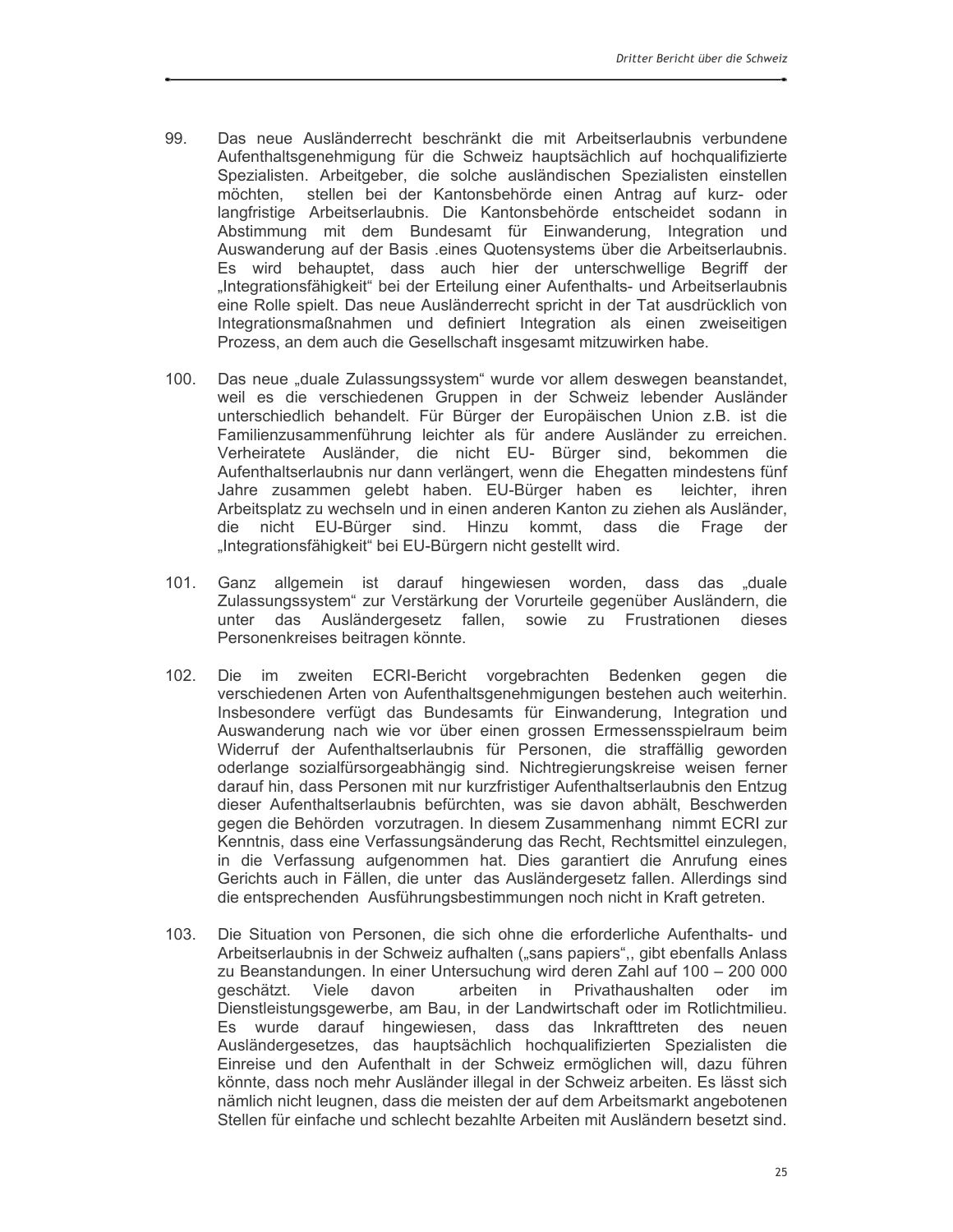99. Das neue Ausländerrecht beschränkt die mit Arbeitserlaubnis verbundene Aufenthaltsgenehmigung für die Schweiz hauptsächlich auf hochqualifizierte Spezialisten. Arbeitgeber, die solche ausländischen Spezialisten einstellen möchten, stellen bei der Kantonsbehörde einen Antrag auf kurz- oder langfristige Arbeitserlaubnis. Die Kantonsbehörde entscheidet sodann in Abstimmung mit dem Bundesamt für Einwanderung, Integration und Auswanderung auf der Basis .eines Quotensystems über die Arbeitserlaubnis. Es wird behauptet, dass auch hier der unterschwellige Begriff der „Integrationsfähigkeit" bei der Erteilung einer Aufenthalts- und Arbeitserlaubnis eine Rolle spielt. Das neue Ausländerrecht spricht in der Tat ausdrücklich von Integrationsmaßnahmen und definiert Integration als einen zweiseitigen Prozess, an dem auch die Gesellschaft insgesamt mitzuwirken habe.

100. Das neue „duale Zulassungssystem" wurde vor allem deswegen beanstandet, weil es die verschiedenen Gruppen in der Schweiz lebender Ausländer unterschiedlich behandelt. Für Bürger der Europäischen Union z.B. ist die Familienzusammenführung leichter als für andere Ausländer zu erreichen. Verheiratete Ausländer, die nicht EU- Bürger sind, bekommen die Aufenthaltserlaubnis nur dann verlängert, wenn die Ehegatten mindestens fünf Jahre zusammen gelebt haben. EU-Bürger haben es leichter, ihren Arbeitsplatz zu wechseln und in einen anderen Kanton zu ziehen als Ausländer, die nicht EU-Bürger sind. Hinzu kommt, dass die Frage der „Integrationsfähigkeit" bei EU-Bürgern nicht gestellt wird.

101. Ganz allgemein ist darauf hingewiesen worden, dass das „duale Zulassungssystem" zur Verstärkung der Vorurteile gegenüber Ausländern, die unter das Ausländergesetz fallen, sowie zu Frustrationen dieses Personenkreises beitragen könnte.

102. Die im zweiten ECRI-Bericht vorgebrachten Bedenken gegen die verschiedenen Arten von Aufenthaltsgenehmigungen bestehen auch weiterhin. Insbesondere verfügt das Bundesamts für Einwanderung, Integration und Auswanderung nach wie vor über einen grossen Ermessensspielraum beim Widerruf der Aufenthaltserlaubnis für Personen, die straffällig geworden oderlange sozialfürsorgeabhängig sind. Nichtregierungskreise weisen ferner darauf hin, dass Personen mit nur kurzfristiger Aufenthaltserlaubnis den Entzug dieser Aufenthaltserlaubnis befürchten, was sie davon abhält, Beschwerden gegen die Behörden vorzutragen. In diesem Zusammenhang nimmt ECRI zur Kenntnis, dass eine Verfassungsänderung das Recht, Rechtsmittel einzulegen, in die Verfassung aufgenommen hat. Dies garantiert die Anrufung eines Gerichts auch in Fällen, die unter das Ausländergesetz fallen. Allerdings sind die entsprechenden Ausführungsbestimmungen noch nicht in Kraft getreten.

103. Die Situation von Personen, die sich ohne die erforderliche Aufenthalts- und Arbeitserlaubnis in der Schweiz aufhalten („sans papiers",, gibt ebenfalls Anlass zu Beanstandungen. In einer Untersuchung wird deren Zahl auf 100 – 200 000 geschätzt. Viele davon arbeiten in Privathaushalten oder im Dienstleistungsgewerbe, am Bau, in der Landwirtschaft oder im Rotlichtmilieu. Es wurde darauf hingewiesen, dass das Inkrafttreten des neuen Ausländergesetzes, das hauptsächlich hochqualifizierten Spezialisten die Einreise und den Aufenthalt in der Schweiz ermöglichen will, dazu führen könnte, dass noch mehr Ausländer illegal in der Schweiz arbeiten. Es lässt sich nämlich nicht leugnen, dass die meisten der auf dem Arbeitsmarkt angebotenen Stellen für einfache und schlecht bezahlte Arbeiten mit Ausländern besetzt sind.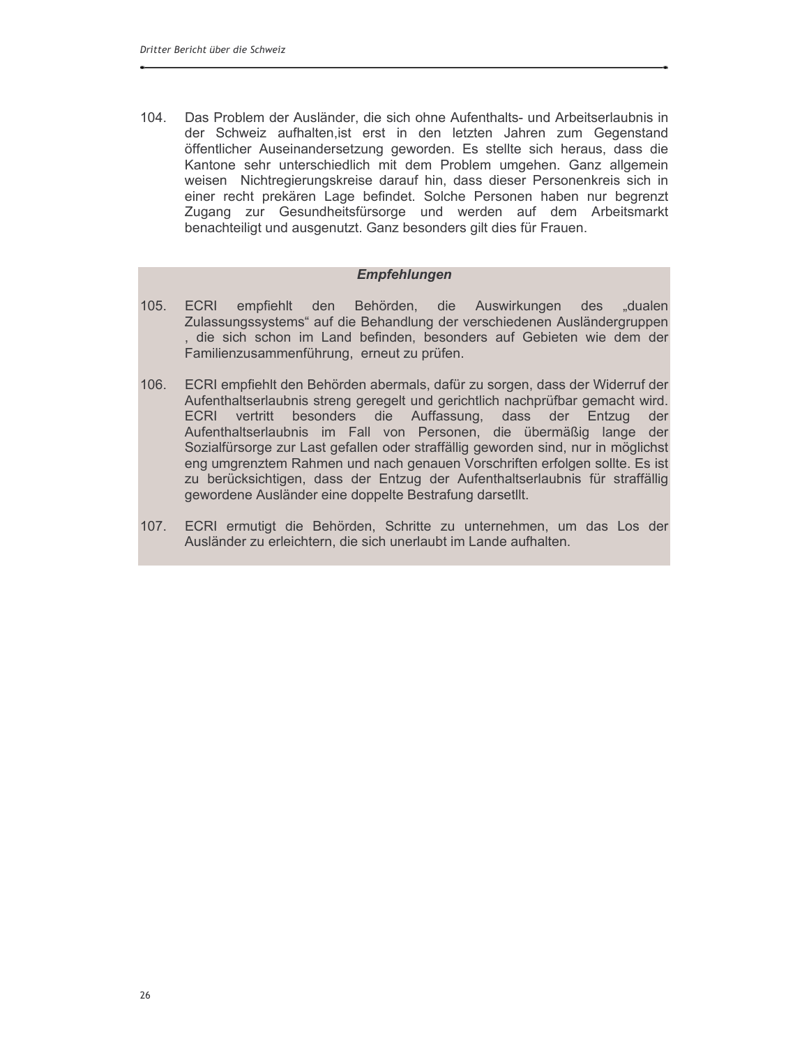104. Das Problem der Ausländer, die sich ohne Aufenthalts- und Arbeitserlaubnis in der Schweiz aufhalten,ist erst in den letzten Jahren zum Gegenstand öffentlicher Auseinandersetzung geworden. Es stellte sich heraus, dass die Kantone sehr unterschiedlich mit dem Problem umgehen. Ganz allgemein weisen Nichtregierungskreise darauf hin, dass dieser Personenkreis sich in einer recht prekären Lage befindet. Solche Personen haben nur begrenzt Zugang zur Gesundheitsfürsorge und werden auf dem Arbeitsmarkt benachteiligt und ausgenutzt. Ganz besonders gilt dies für Frauen.

***Empfehlungen***

105. ECRI empfiehlt den Behörden, die Auswirkungen des „dualen Zulassungssystems“ auf die Behandlung der verschiedenen Ausländergruppen , die sich schon im Land befinden, besonders auf Gebieten wie dem der Familienzusammenführung, erneut zu prüfen.

106. ECRI empfiehlt den Behörden abermals, dafür zu sorgen, dass der Widerruf der Aufenthaltserlaubnis streng geregelt und gerichtlich nachprüfbar gemacht wird. ECRI vertritt besonders die Auffassung, dass der Entzug der Aufenthaltserlaubnis im Fall von Personen, die übermäßig lange der Sozialfürsorge zur Last gefallen oder straffällig geworden sind, nur in möglichst eng umgrenztem Rahmen und nach genauen Vorschriften erfolgen sollte. Es ist zu berücksichtigen, dass der Entzug der Aufenthaltserlaubnis für straffällig gewordene Ausländer eine doppelte Bestrafung darsetllt.

107. ECRI ermutigt die Behörden, Schritte zu unternehmen, um das Los der Ausländer zu erleichtern, die sich unerlaubt im Lande aufhalten.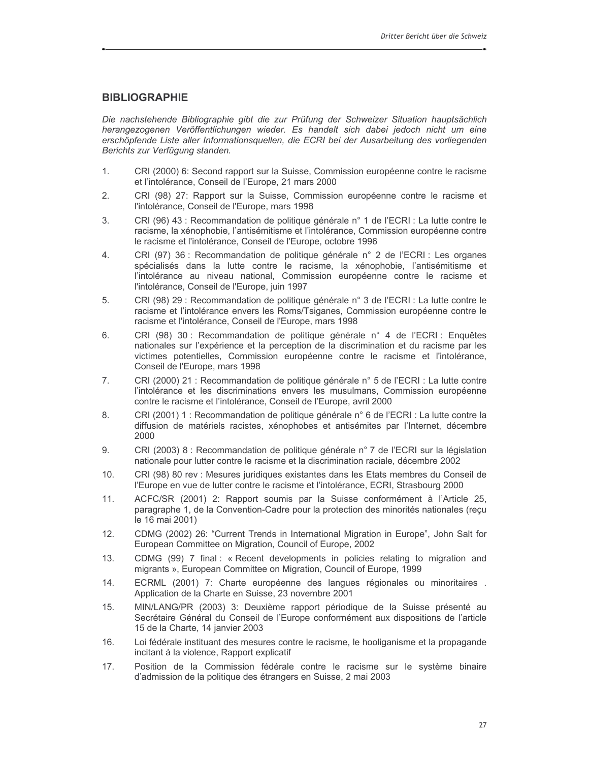## BIBLIOGRAPHIE

*Die nachstehende Bibliographie gibt die zur Prüfung der Schweizer Situation hauptsächlich herangezogenen Veröffentlichungen wieder. Es handelt sich dabei jedoch nicht um eine erschöpfende Liste aller Informationsquellen, die ECRI bei der Ausarbeitung des vorliegenden Berichts zur Verfügung standen.*

1. CRI (2000) 6: Second rapport sur la Suisse, Commission européenne contre le racisme et l'intolérance, Conseil de l'Europe, 21 mars 2000
2. CRI (98) 27: Rapport sur la Suisse, Commission européenne contre le racisme et l'intolérance, Conseil de l'Europe, mars 1998
3. CRI (96) 43 : Recommandation de politique générale n° 1 de l'ECRI : La lutte contre le racisme, la xénophobie, l'antisémitisme et l'intolérance, Commission européenne contre le racisme et l'intolérance, Conseil de l'Europe, octobre 1996
4. CRI (97) 36 : Recommandation de politique générale n° 2 de l'ECRI : Les organes spécialisés dans la lutte contre le racisme, la xénophobie, l'antisémitisme et l'intolérance au niveau national, Commission européenne contre le racisme et l'intolérance, Conseil de l'Europe, juin 1997
5. CRI (98) 29 : Recommandation de politique générale n° 3 de l'ECRI : La lutte contre le racisme et l'intolérance envers les Roms/Tsiganes, Commission européenne contre le racisme et l'intolérance, Conseil de l'Europe, mars 1998
6. CRI (98) 30 : Recommandation de politique générale n° 4 de l'ECRI : Enquêtes nationales sur l'expérience et la perception de la discrimination et du racisme par les victimes potentielles, Commission européenne contre le racisme et l'intolérance, Conseil de l'Europe, mars 1998
7. CRI (2000) 21 : Recommandation de politique générale n° 5 de l'ECRI : La lutte contre l'intolérance et les discriminations envers les musulmans, Commission européenne contre le racisme et l'intolérance, Conseil de l'Europe, avril 2000
8. CRI (2001) 1 : Recommandation de politique générale n° 6 de l'ECRI : La lutte contre la diffusion de matériels racistes, xénophobes et antisémites par l'Internet, décembre 2000
9. CRI (2003) 8 : Recommandation de politique générale n° 7 de l'ECRI sur la législation nationale pour lutter contre le racisme et la discrimination raciale, décembre 2002
10. CRI (98) 80 rev : Mesures juridiques existantes dans les Etats membres du Conseil de l'Europe en vue de lutter contre le racisme et l'intolérance, ECRI, Strasbourg 2000
11. ACFC/SR (2001) 2: Rapport soumis par la Suisse conformément à l'Article 25, paragraphe 1, de la Convention-Cadre pour la protection des minorités nationales (reçu le 16 mai 2001)
12. CDMG (2002) 26: "Current Trends in International Migration in Europe", John Salt for European Committee on Migration, Council of Europe, 2002
13. CDMG (99) 7 final : « Recent developments in policies relating to migration and migrants », European Committee on Migration, Council of Europe, 1999
14. ECRML (2001) 7: Charte européenne des langues régionales ou minoritaires . Application de la Charte en Suisse, 23 novembre 2001
15. MIN/LANG/PR (2003) 3: Deuxième rapport périodique de la Suisse présenté au Secrétaire Général du Conseil de l'Europe conformément aux dispositions de l'article 15 de la Charte, 14 janvier 2003
16. Loi fédérale instituant des mesures contre le racisme, le hooliganisme et la propagande incitant à la violence, Rapport explicatif
17. Position de la Commission fédérale contre le racisme sur le système binaire d'admission de la politique des étrangers en Suisse, 2 mai 2003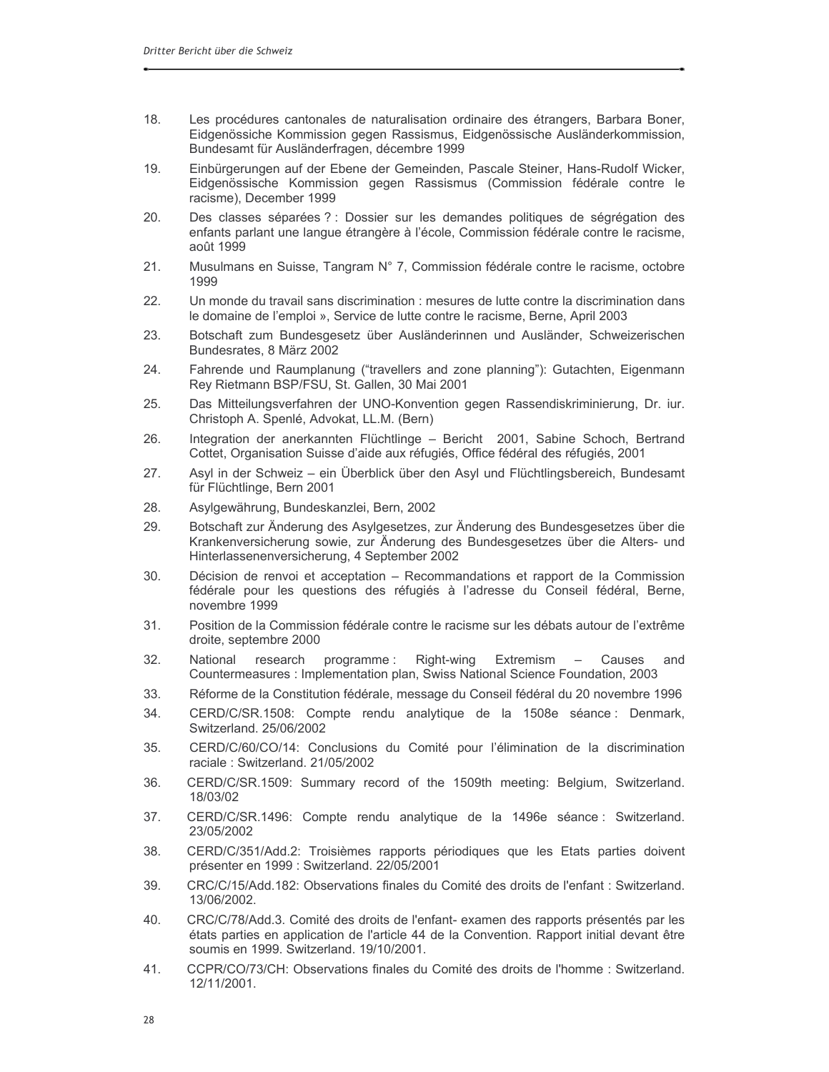18. Les procédures cantonales de naturalisation ordinaire des étrangers, Barbara Boner, Eidgenössiche Kommission gegen Rassismus, Eidgenössische Ausländerkommission, Bundesamt für Ausländerfragen, décembre 1999

19. Einbürgerungen auf der Ebene der Gemeinden, Pascale Steiner, Hans-Rudolf Wicker, Eidgenössische Kommission gegen Rassismus (Commission fédérale contre le racisme), December 1999

20. Des classes séparées ? : Dossier sur les demandes politiques de ségrégation des enfants parlant une langue étrangère à l'école, Commission fédérale contre le racisme, août 1999

21. Musulmans en Suisse, Tangram N° 7, Commission fédérale contre le racisme, octobre 1999

22. Un monde du travail sans discrimination : mesures de lutte contre la discrimination dans le domaine de l'emploi », Service de lutte contre le racisme, Berne, April 2003

23. Botschaft zum Bundesgesetz über Ausländerinnen und Ausländer, Schweizerischen Bundesrates, 8 März 2002

24. Fahrende und Raumplanung ("travellers and zone planning"): Gutachten, Eigenmann Rey Rietmann BSP/FSU, St. Gallen, 30 Mai 2001

25. Das Mitteilungsverfahren der UNO-Konvention gegen Rassendiskriminierung, Dr. iur. Christoph A. Spenlé, Advokat, LL.M. (Bern)

26. Integration der anerkannten Flüchtlinge – Bericht 2001, Sabine Schoch, Bertrand Cottet, Organisation Suisse d'aide aux réfugiés, Office fédéral des réfugiés, 2001

27. Asyl in der Schweiz – ein Überblick über den Asyl und Flüchtlingsbereich, Bundesamt für Flüchtlinge, Bern 2001

28. Asylgewährung, Bundeskanzlei, Bern, 2002

29. Botschaft zur Änderung des Asylgesetzes, zur Änderung des Bundesgesetzes über die Krankenversicherung sowie, zur Änderung des Bundesgesetzes über die Alters- und Hinterlassenenversicherung, 4 September 2002

30. Décision de renvoi et acceptation – Recommandations et rapport de la Commission fédérale pour les questions des réfugiés à l'adresse du Conseil fédéral, Berne, novembre 1999

31. Position de la Commission fédérale contre le racisme sur les débats autour de l'extrême droite, septembre 2000

32. National research programme : Right-wing Extremism – Causes and Countermeasures : Implementation plan, Swiss National Science Foundation, 2003

33. Réforme de la Constitution fédérale, message du Conseil fédéral du 20 novembre 1996

34. CERD/C/SR.1508: Compte rendu analytique de la 1508e séance : Denmark, Switzerland. 25/06/2002

35. CERD/C/60/CO/14: Conclusions du Comité pour l'élimination de la discrimination raciale : Switzerland. 21/05/2002

36. CERD/C/SR.1509: Summary record of the 1509th meeting: Belgium, Switzerland. 18/03/02

37. CERD/C/SR.1496: Compte rendu analytique de la 1496e séance : Switzerland. 23/05/2002

38. CERD/C/351/Add.2: Troisièmes rapports périodiques que les Etats parties doivent présenter en 1999 : Switzerland. 22/05/2001

39. CRC/C/15/Add.182: Observations finales du Comité des droits de l'enfant : Switzerland. 13/06/2002.

40. CRC/C/78/Add.3. Comité des droits de l'enfant- examen des rapports présentés par les états parties en application de l'article 44 de la Convention. Rapport initial devant être soumis en 1999. Switzerland. 19/10/2001.

41. CCPR/CO/73/CH: Observations finales du Comité des droits de l'homme : Switzerland. 12/11/2001.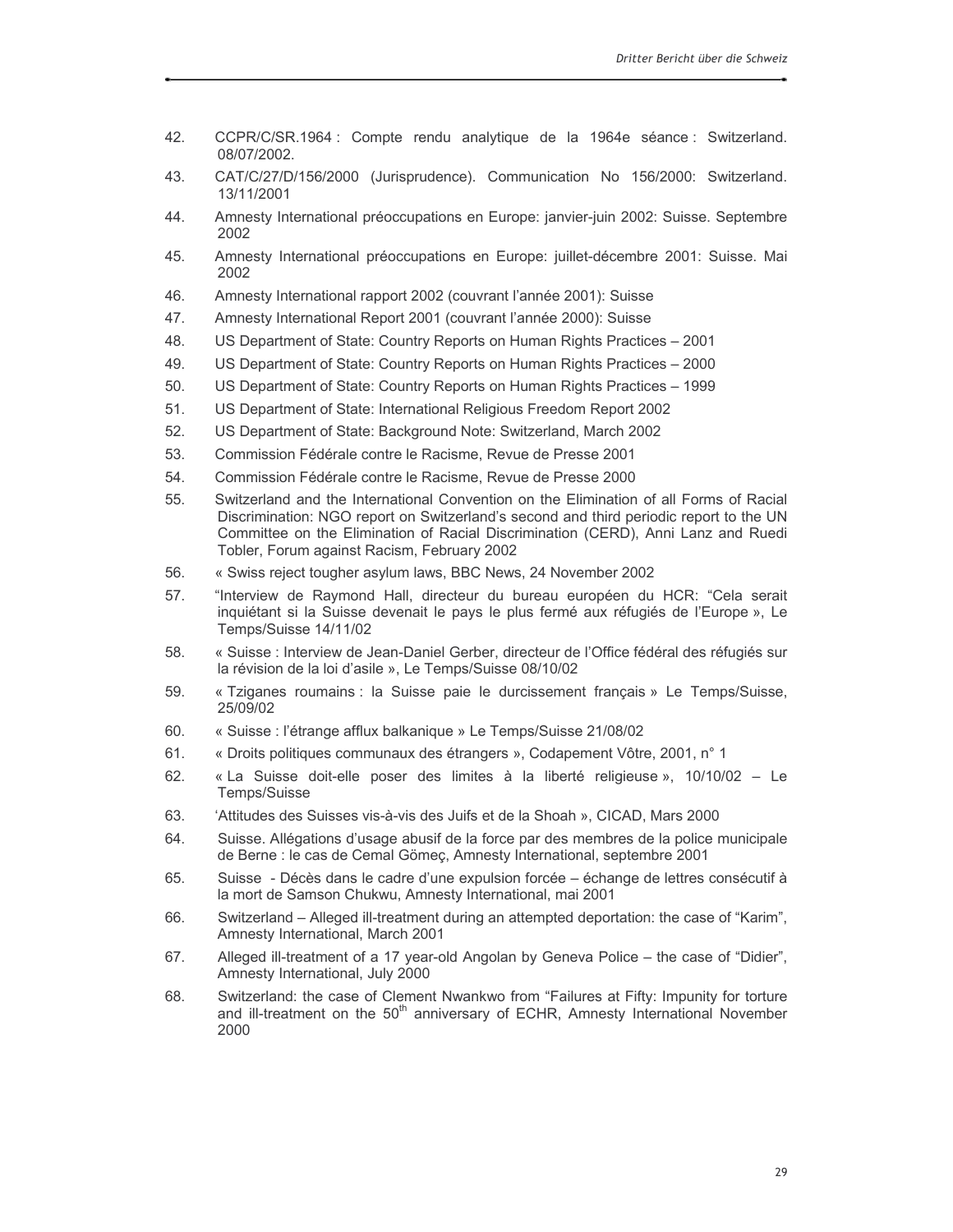42. CCPR/C/SR.1964 : Compte rendu analytique de la 1964e séance : Switzerland. 08/07/2002.

43. CAT/C/27/D/156/2000 (Jurisprudence). Communication No 156/2000: Switzerland. 13/11/2001

44. Amnesty International préoccupations en Europe: janvier-juin 2002: Suisse. Septembre 2002

45. Amnesty International préoccupations en Europe: juillet-décembre 2001: Suisse. Mai 2002

46. Amnesty International rapport 2002 (couvrant l'année 2001): Suisse

47. Amnesty International Report 2001 (couvrant l'année 2000): Suisse

48. US Department of State: Country Reports on Human Rights Practices – 2001

49. US Department of State: Country Reports on Human Rights Practices – 2000

50. US Department of State: Country Reports on Human Rights Practices – 1999

51. US Department of State: International Religious Freedom Report 2002

52. US Department of State: Background Note: Switzerland, March 2002

53. Commission Fédérale contre le Racisme, Revue de Presse 2001

54. Commission Fédérale contre le Racisme, Revue de Presse 2000

55. Switzerland and the International Convention on the Elimination of all Forms of Racial Discrimination: NGO report on Switzerland's second and third periodic report to the UN Committee on the Elimination of Racial Discrimination (CERD), Anni Lanz and Ruedi Tobler, Forum against Racism, February 2002

56. « Swiss reject tougher asylum laws, BBC News, 24 November 2002

57. "Interview de Raymond Hall, directeur du bureau européen du HCR: "Cela serait inquiétant si la Suisse devenait le pays le plus fermé aux réfugiés de l'Europe », Le Temps/Suisse 14/11/02

58. « Suisse : Interview de Jean-Daniel Gerber, directeur de l'Office fédéral des réfugiés sur la révision de la loi d'asile », Le Temps/Suisse 08/10/02

59. « Tziganes roumains : la Suisse paie le durcissement français » Le Temps/Suisse, 25/09/02

60. « Suisse : l'étrange afflux balkanique » Le Temps/Suisse 21/08/02

61. « Droits politiques communaux des étrangers », Codapement Vôtre, 2001, n° 1

62. « La Suisse doit-elle poser des limites à la liberté religieuse », 10/10/02 – Le Temps/Suisse

63. 'Attitudes des Suisses vis-à-vis des Juifs et de la Shoah », CICAD, Mars 2000

64. Suisse. Allégations d'usage abusif de la force par des membres de la police municipale de Berne : le cas de Cemal Gömeç, Amnesty International, septembre 2001

65. Suisse - Décès dans le cadre d'une expulsion forcée – échange de lettres consécutif à la mort de Samson Chukwu, Amnesty International, mai 2001

66. Switzerland – Alleged ill-treatment during an attempted deportation: the case of "Karim", Amnesty International, March 2001

67. Alleged ill-treatment of a 17 year-old Angolan by Geneva Police – the case of "Didier", Amnesty International, July 2000

68. Switzerland: the case of Clement Nwankwo from "Failures at Fifty: Impunity for torture and ill-treatment on the 50th anniversary of ECHR, Amnesty International November 2000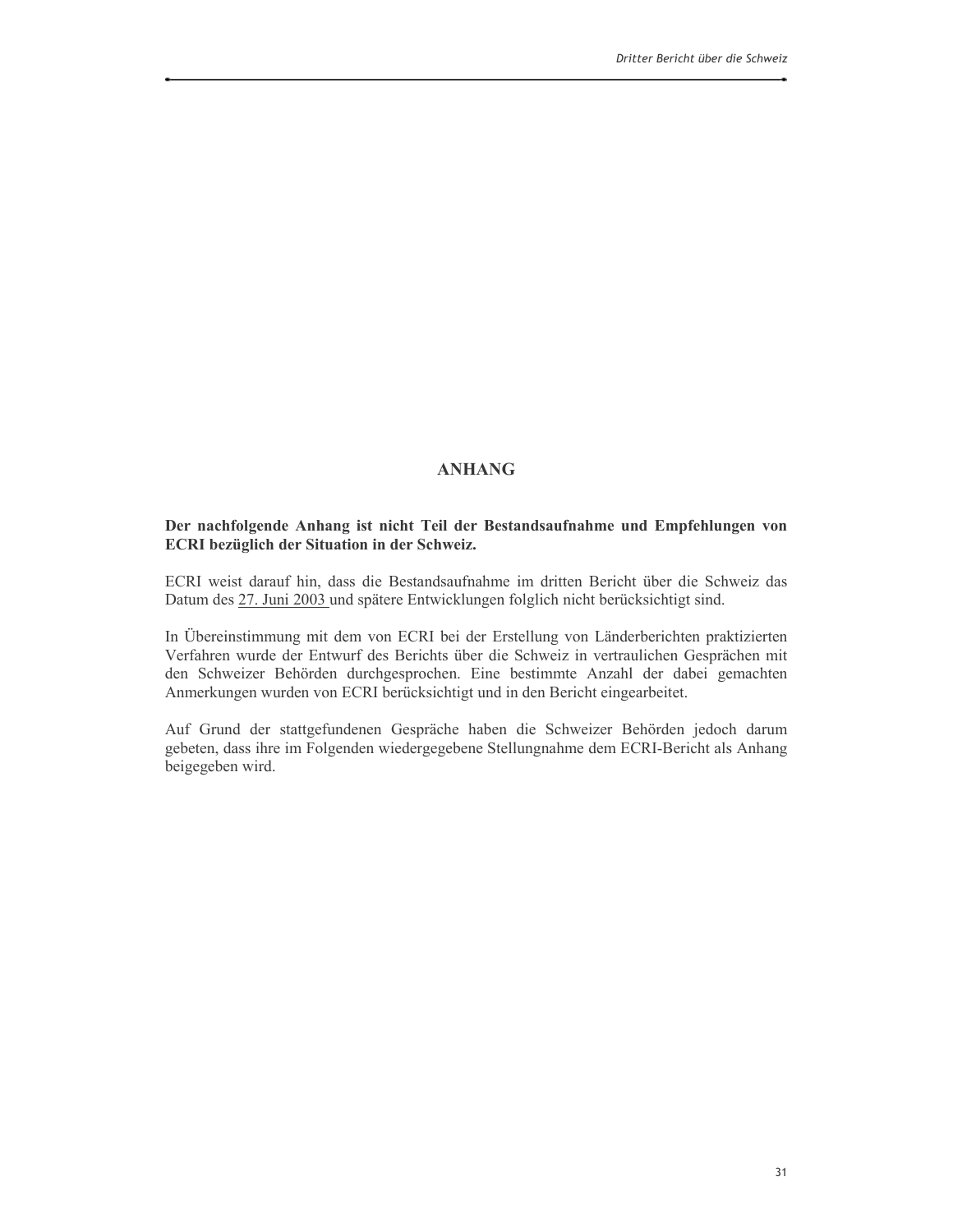# ANHANG

**Der nachfolgende Anhang ist nicht Teil der Bestandsaufnahme und Empfehlungen von ECRI bezüglich der Situation in der Schweiz.**

ECRI weist darauf hin, dass die Bestandsaufnahme im dritten Bericht über die Schweiz das Datum des 27. Juni 2003 und spätere Entwicklungen folglich nicht berücksichtigt sind.

In Übereinstimmung mit dem von ECRI bei der Erstellung von Länderberichten praktizierten Verfahren wurde der Entwurf des Berichts über die Schweiz in vertraulichen Gesprächen mit den Schweizer Behörden durchgesprochen. Eine bestimmte Anzahl der dabei gemachten Anmerkungen wurden von ECRI berücksichtigt und in den Bericht eingearbeitet.

Auf Grund der stattgefundenen Gespräche haben die Schweizer Behörden jedoch darum gebeten, dass ihre im Folgenden wiedergegebene Stellungnahme dem ECRI-Bericht als Anhang beigegeben wird.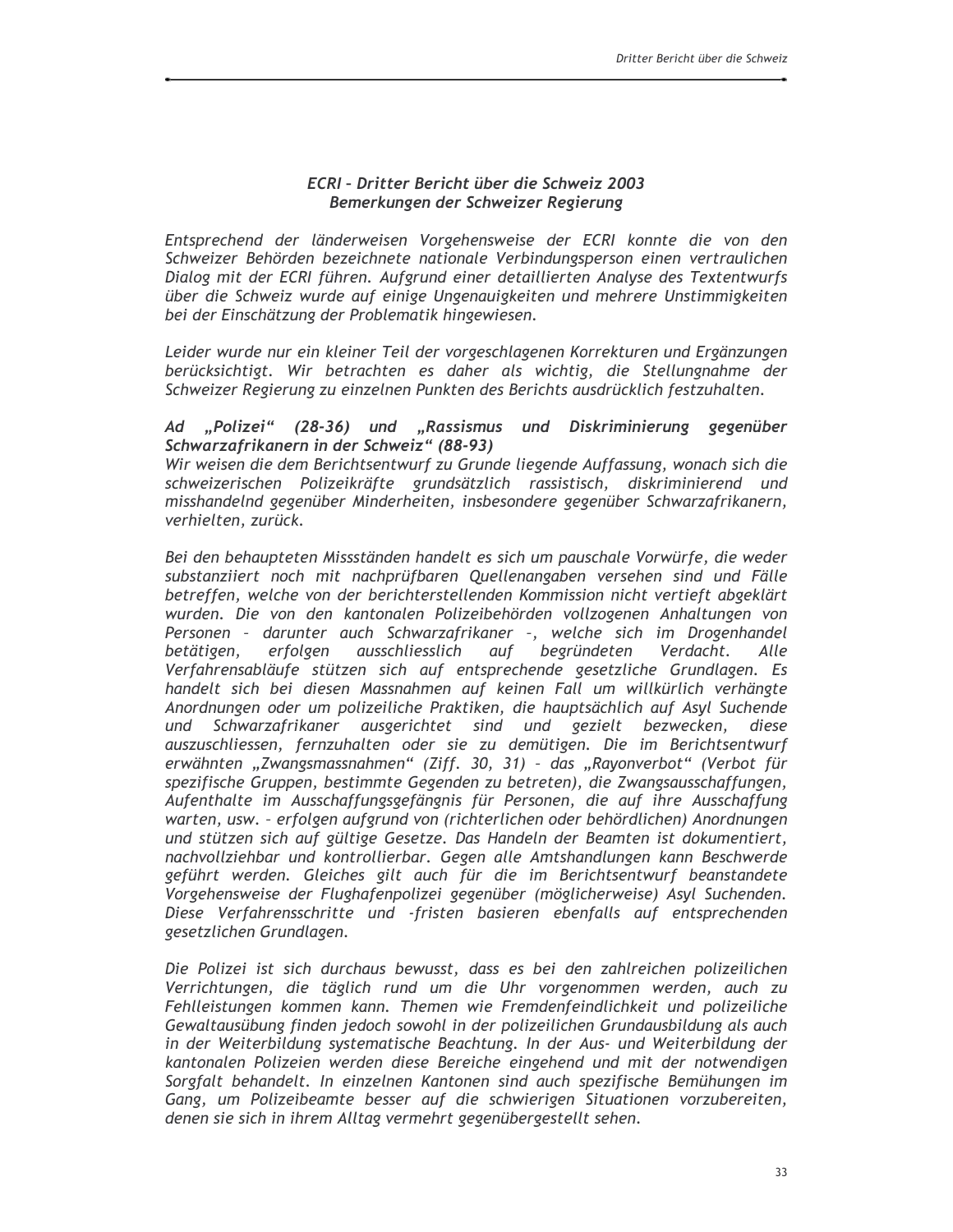### *ECRI – Dritter Bericht über die Schweiz 2003*
### *Bemerkungen der Schweizer Regierung*

*Entsprechend der länderweisen Vorgehensweise der ECRI konnte die von den Schweizer Behörden bezeichnete nationale Verbindungsperson einen vertraulichen Dialog mit der ECRI führen. Aufgrund einer detaillierten Analyse des Textentwurfs über die Schweiz wurde auf einige Ungenauigkeiten und mehrere Unstimmigkeiten bei der Einschätzung der Problematik hingewiesen.*

*Leider wurde nur ein kleiner Teil der vorgeschlagenen Korrekturen und Ergänzungen berücksichtigt. Wir betrachten es daher als wichtig, die Stellungnahme der Schweizer Regierung zu einzelnen Punkten des Berichts ausdrücklich festzuhalten.*

***Ad „Polizei" (28-36) und „Rassismus und Diskriminierung gegenüber Schwarzafrikanern in der Schweiz" (88-93)***

*Wir weisen die dem Berichtsentwurf zu Grunde liegende Auffassung, wonach sich die schweizerischen Polizeikräfte grundsätzlich rassistisch, diskriminierend und misshandelnd gegenüber Minderheiten, insbesondere gegenüber Schwarzafrikanern, verhielten, zurück.*

*Bei den behaupteten Missständen handelt es sich um pauschale Vorwürfe, die weder substanziiert noch mit nachprüfbaren Quellenangaben versehen sind und Fälle betreffen, welche von der berichterstellenden Kommission nicht vertieft abgeklärt wurden. Die von den kantonalen Polizeibehörden vollzogenen Anhaltungen von Personen – darunter auch Schwarzafrikaner –, welche sich im Drogenhandel betätigen, erfolgen ausschliesslich auf begründeten Verdacht. Alle Verfahrensabläufe stützen sich auf entsprechende gesetzliche Grundlagen. Es handelt sich bei diesen Massnahmen auf keinen Fall um willkürlich verhängte Anordnungen oder um polizeiliche Praktiken, die hauptsächlich auf Asyl Suchende und Schwarzafrikaner ausgerichtet sind und gezielt bezwecken, diese auszuschliessen, fernzuhalten oder sie zu demütigen. Die im Berichtsentwurf erwähnten „Zwangsmassnahmen" (Ziff. 30, 31) – das „Rayonverbot" (Verbot für spezifische Gruppen, bestimmte Gegenden zu betreten), die Zwangsausschaffungen, Aufenthalte im Ausschaffungsgefängnis für Personen, die auf ihre Ausschaffung warten, usw. – erfolgen aufgrund von (richterlichen oder behördlichen) Anordnungen und stützen sich auf gültige Gesetze. Das Handeln der Beamten ist dokumentiert, nachvollziehbar und kontrollierbar. Gegen alle Amtshandlungen kann Beschwerde geführt werden. Gleiches gilt auch für die im Berichtsentwurf beanstandete Vorgehensweise der Flughafenpolizei gegenüber (möglicherweise) Asyl Suchenden. Diese Verfahrensschritte und -fristen basieren ebenfalls auf entsprechenden gesetzlichen Grundlagen.*

*Die Polizei ist sich durchaus bewusst, dass es bei den zahlreichen polizeilichen Verrichtungen, die täglich rund um die Uhr vorgenommen werden, auch zu Fehlleistungen kommen kann. Themen wie Fremdenfeindlichkeit und polizeiliche Gewaltausübung finden jedoch sowohl in der polizeilichen Grundausbildung als auch in der Weiterbildung systematische Beachtung. In der Aus- und Weiterbildung der kantonalen Polizeien werden diese Bereiche eingehend und mit der notwendigen Sorgfalt behandelt. In einzelnen Kantonen sind auch spezifische Bemühungen im Gang, um Polizeibeamte besser auf die schwierigen Situationen vorzubereiten, denen sie sich in ihrem Alltag vermehrt gegenübergestellt sehen.*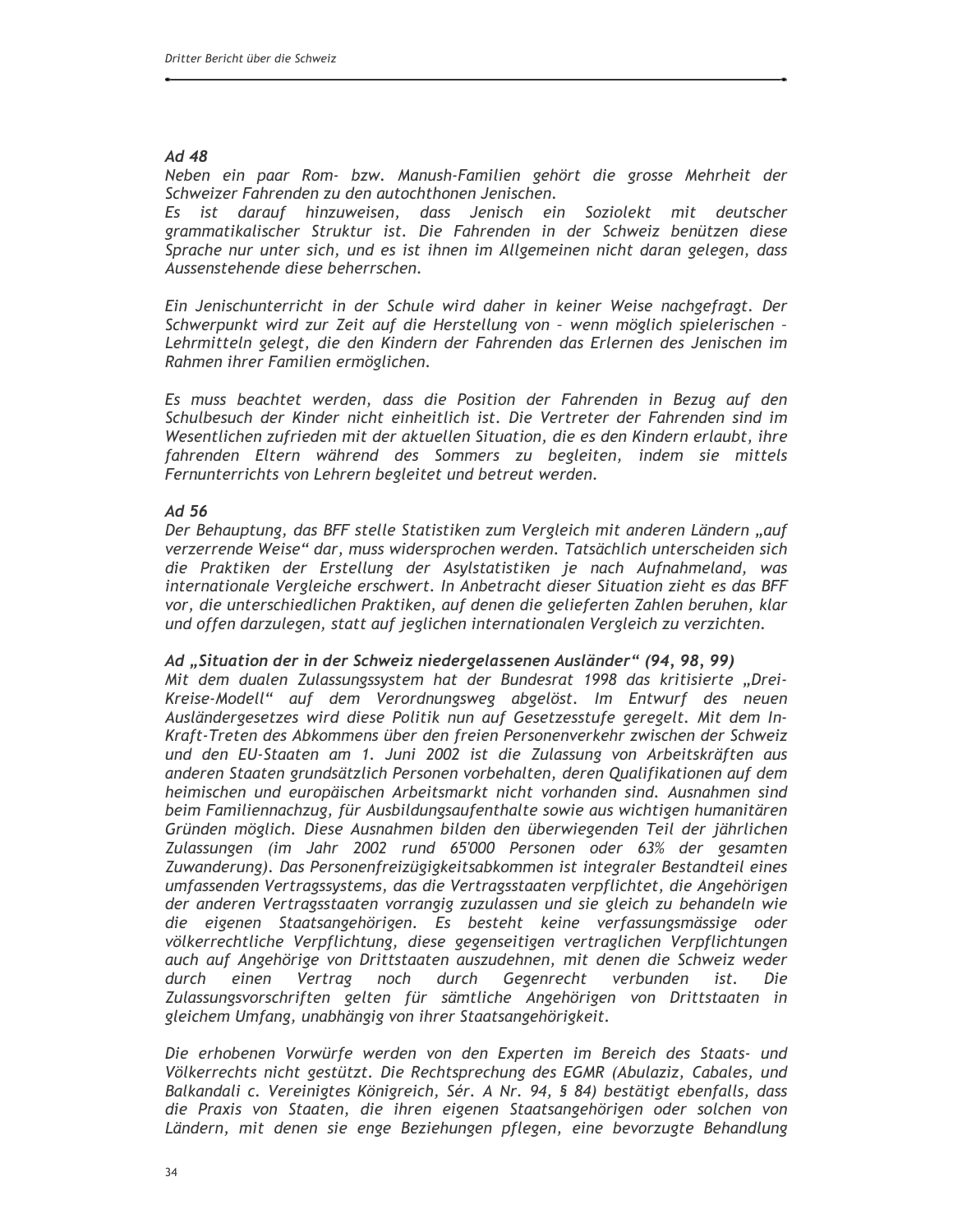### *Ad 48*

*Neben ein paar Rom- bzw. Manush-Familien gehört die grosse Mehrheit der Schweizer Fahrenden zu den autochthonen Jenischen.*
*Es ist darauf hinzuweisen, dass Jenisch ein Soziolekt mit deutscher grammatikalischer Struktur ist. Die Fahrenden in der Schweiz benützen diese Sprache nur unter sich, und es ist ihnen im Allgemeinen nicht daran gelegen, dass Aussenstehende diese beherrschen.*

*Ein Jenischunterricht in der Schule wird daher in keiner Weise nachgefragt. Der Schwerpunkt wird zur Zeit auf die Herstellung von – wenn möglich spielerischen – Lehrmitteln gelegt, die den Kindern der Fahrenden das Erlernen des Jenischen im Rahmen ihrer Familien ermöglichen.*

*Es muss beachtet werden, dass die Position der Fahrenden in Bezug auf den Schulbesuch der Kinder nicht einheitlich ist. Die Vertreter der Fahrenden sind im Wesentlichen zufrieden mit der aktuellen Situation, die es den Kindern erlaubt, ihre fahrenden Eltern während des Sommers zu begleiten, indem sie mittels Fernunterrichts von Lehrern begleitet und betreut werden.*

### *Ad 56*

*Der Behauptung, das BFF stelle Statistiken zum Vergleich mit anderen Ländern „auf verzerrende Weise" dar, muss widersprochen werden. Tatsächlich unterscheiden sich die Praktiken der Erstellung der Asylstatistiken je nach Aufnahmeland, was internationale Vergleiche erschwert. In Anbetracht dieser Situation zieht es das BFF vor, die unterschiedlichen Praktiken, auf denen die gelieferten Zahlen beruhen, klar und offen darzulegen, statt auf jeglichen internationalen Vergleich zu verzichten.*

### *Ad „Situation der in der Schweiz niedergelassenen Ausländer" (94, 98, 99)*

*Mit dem dualen Zulassungssystem hat der Bundesrat 1998 das kritisierte „Drei-Kreise-Modell" auf dem Verordnungsweg abgelöst. Im Entwurf des neuen Ausländergesetzes wird diese Politik nun auf Gesetzesstufe geregelt. Mit dem In-Kraft-Treten des Abkommens über den freien Personenverkehr zwischen der Schweiz und den EU-Staaten am 1. Juni 2002 ist die Zulassung von Arbeitskräften aus anderen Staaten grundsätzlich Personen vorbehalten, deren Qualifikationen auf dem heimischen und europäischen Arbeitsmarkt nicht vorhanden sind. Ausnahmen sind beim Familiennachzug, für Ausbildungsaufenthalte sowie aus wichtigen humanitären Gründen möglich. Diese Ausnahmen bilden den überwiegenden Teil der jährlichen Zulassungen (im Jahr 2002 rund 65'000 Personen oder 63% der gesamten Zuwanderung). Das Personenfreizügigkeitsabkommen ist integraler Bestandteil eines umfassenden Vertragssystems, das die Vertragsstaaten verpflichtet, die Angehörigen der anderen Vertragsstaaten vorrangig zuzulassen und sie gleich zu behandeln wie die eigenen Staatsangehörigen. Es besteht keine verfassungsmässige oder völkerrechtliche Verpflichtung, diese gegenseitigen vertraglichen Verpflichtungen auch auf Angehörige von Drittstaaten auszudehnen, mit denen die Schweiz weder durch einen Vertrag noch durch Gegenrecht verbunden ist. Die Zulassungsvorschriften gelten für sämtliche Angehörigen von Drittstaaten in gleichem Umfang, unabhängig von ihrer Staatsangehörigkeit.*

*Die erhobenen Vorwürfe werden von den Experten im Bereich des Staats- und Völkerrechts nicht gestützt. Die Rechtsprechung des EGMR (Abulaziz, Cabales, und Balkandali c. Vereinigtes Königreich, Sér. A Nr. 94, § 84) bestätigt ebenfalls, dass die Praxis von Staaten, die ihren eigenen Staatsangehörigen oder solchen von Ländern, mit denen sie enge Beziehungen pflegen, eine bevorzugte Behandlung*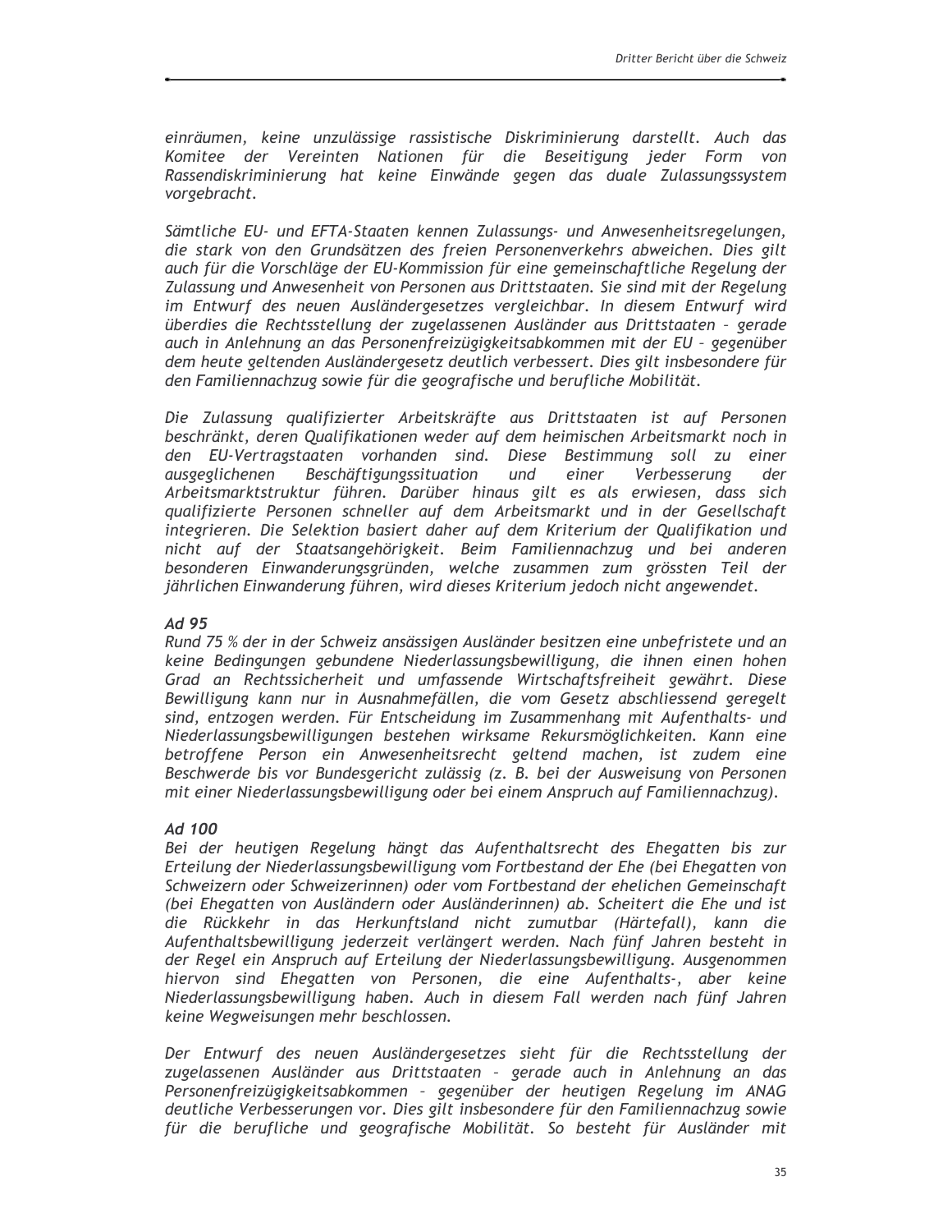*einräumen, keine unzulässige rassistische Diskriminierung darstellt. Auch das Komitee der Vereinten Nationen für die Beseitigung jeder Form von Rassendiskriminierung hat keine Einwände gegen das duale Zulassungssystem vorgebracht.*

*Sämtliche EU- und EFTA-Staaten kennen Zulassungs- und Anwesenheitsregelungen, die stark von den Grundsätzen des freien Personenverkehrs abweichen. Dies gilt auch für die Vorschläge der EU-Kommission für eine gemeinschaftliche Regelung der Zulassung und Anwesenheit von Personen aus Drittstaaten. Sie sind mit der Regelung im Entwurf des neuen Ausländergesetzes vergleichbar. In diesem Entwurf wird überdies die Rechtsstellung der zugelassenen Ausländer aus Drittstaaten – gerade auch in Anlehnung an das Personenfreizügigkeitsabkommen mit der EU – gegenüber dem heute geltenden Ausländergesetz deutlich verbessert. Dies gilt insbesondere für den Familiennachzug sowie für die geografische und berufliche Mobilität.*

*Die Zulassung qualifizierter Arbeitskräfte aus Drittstaaten ist auf Personen beschränkt, deren Qualifikationen weder auf dem heimischen Arbeitsmarkt noch in den EU-Vertragstaaten vorhanden sind. Diese Bestimmung soll zu einer ausgeglichenen Beschäftigungssituation und einer Verbesserung der Arbeitsmarktstruktur führen. Darüber hinaus gilt es als erwiesen, dass sich qualifizierte Personen schneller auf dem Arbeitsmarkt und in der Gesellschaft integrieren. Die Selektion basiert daher auf dem Kriterium der Qualifikation und nicht auf der Staatsangehörigkeit. Beim Familiennachzug und bei anderen besonderen Einwanderungsgründen, welche zusammen zum grössten Teil der jährlichen Einwanderung führen, wird dieses Kriterium jedoch nicht angewendet.*

***Ad 95***

*Rund 75 % der in der Schweiz ansässigen Ausländer besitzen eine unbefristete und an keine Bedingungen gebundene Niederlassungsbewilligung, die ihnen einen hohen Grad an Rechtssicherheit und umfassende Wirtschaftsfreiheit gewährt. Diese Bewilligung kann nur in Ausnahmefällen, die vom Gesetz abschliessend geregelt sind, entzogen werden. Für Entscheidung im Zusammenhang mit Aufenthalts- und Niederlassungsbewilligungen bestehen wirksame Rekursmöglichkeiten. Kann eine betroffene Person ein Anwesenheitsrecht geltend machen, ist zudem eine Beschwerde bis vor Bundesgericht zulässig (z. B. bei der Ausweisung von Personen mit einer Niederlassungsbewilligung oder bei einem Anspruch auf Familiennachzug).*

***Ad 100***

*Bei der heutigen Regelung hängt das Aufenthaltsrecht des Ehegatten bis zur Erteilung der Niederlassungsbewilligung vom Fortbestand der Ehe (bei Ehegatten von Schweizern oder Schweizerinnen) oder vom Fortbestand der ehelichen Gemeinschaft (bei Ehegatten von Ausländern oder Ausländerinnen) ab. Scheitert die Ehe und ist die Rückkehr in das Herkunftsland nicht zumutbar (Härtefall), kann die Aufenthaltsbewilligung jederzeit verlängert werden. Nach fünf Jahren besteht in der Regel ein Anspruch auf Erteilung der Niederlassungsbewilligung. Ausgenommen hiervon sind Ehegatten von Personen, die eine Aufenthalts-, aber keine Niederlassungsbewilligung haben. Auch in diesem Fall werden nach fünf Jahren keine Wegweisungen mehr beschlossen.*

*Der Entwurf des neuen Ausländergesetzes sieht für die Rechtsstellung der zugelassenen Ausländer aus Drittstaaten – gerade auch in Anlehnung an das Personenfreizügigkeitsabkommen – gegenüber der heutigen Regelung im ANAG deutliche Verbesserungen vor. Dies gilt insbesondere für den Familiennachzug sowie für die berufliche und geografische Mobilität. So besteht für Ausländer mit*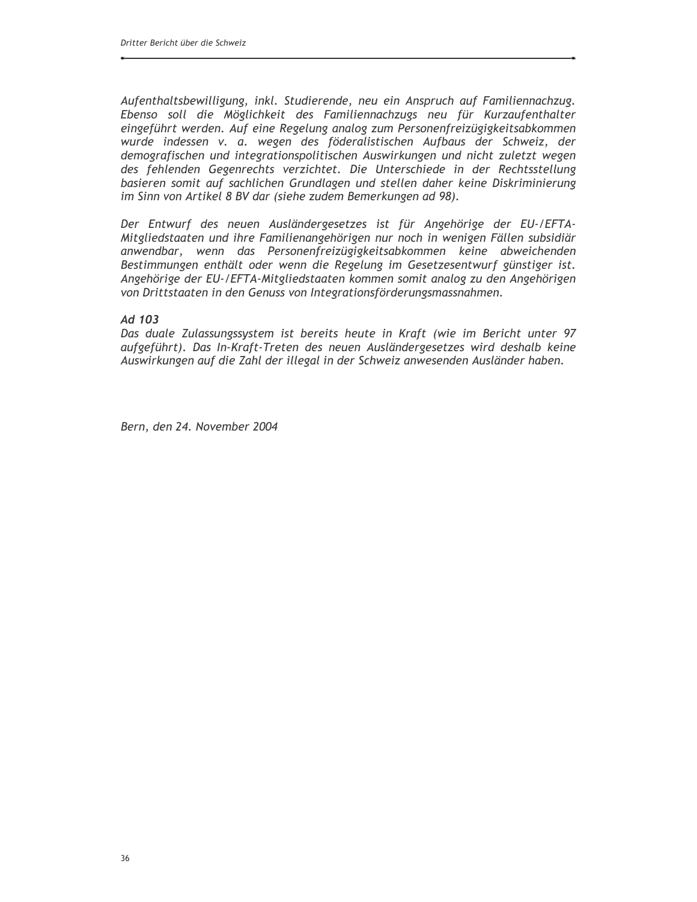*Aufenthaltsbewilligung, inkl. Studierende, neu ein Anspruch auf Familiennachzug. Ebenso soll die Möglichkeit des Familiennachzugs neu für Kurzaufenthalter eingeführt werden. Auf eine Regelung analog zum Personenfreizügigkeitsabkommen wurde indessen v. a. wegen des föderalistischen Aufbaus der Schweiz, der demografischen und integrationspolitischen Auswirkungen und nicht zuletzt wegen des fehlenden Gegenrechts verzichtet. Die Unterschiede in der Rechtsstellung basieren somit auf sachlichen Grundlagen und stellen daher keine Diskriminierung im Sinn von Artikel 8 BV dar (siehe zudem Bemerkungen ad 98).*

*Der Entwurf des neuen Ausländergesetzes ist für Angehörige der EU-/EFTA-Mitgliedstaaten und ihre Familienangehörigen nur noch in wenigen Fällen subsidiär anwendbar, wenn das Personenfreizügigkeitsabkommen keine abweichenden Bestimmungen enthält oder wenn die Regelung im Gesetzesentwurf günstiger ist. Angehörige der EU-/EFTA-Mitgliedstaaten kommen somit analog zu den Angehörigen von Drittstaaten in den Genuss von Integrationsförderungsmassnahmen.*

***Ad 103***

*Das duale Zulassungssystem ist bereits heute in Kraft (wie im Bericht unter 97 aufgeführt). Das In-Kraft-Treten des neuen Ausländergesetzes wird deshalb keine Auswirkungen auf die Zahl der illegal in der Schweiz anwesenden Ausländer haben.*

*Bern, den 24. November 2004*